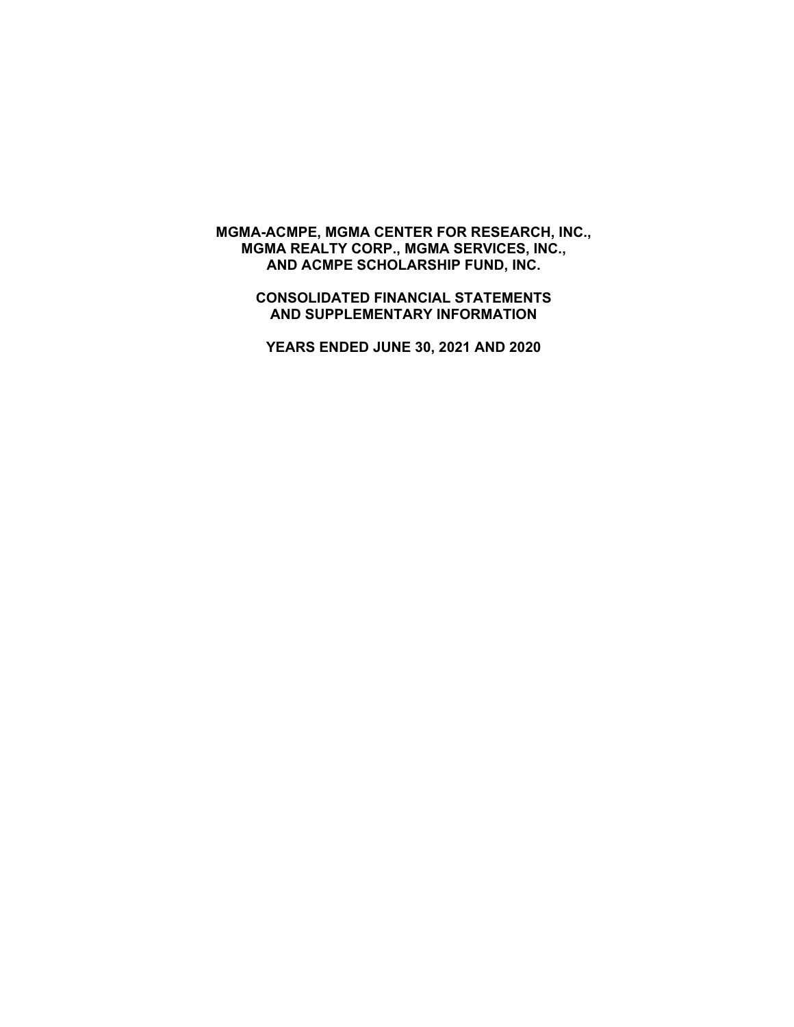**MGMA-ACMPE, MGMA CENTER FOR RESEARCH, INC.,**
**MGMA REALTY CORP., MGMA SERVICES, INC.,**
**AND ACMPE SCHOLARSHIP FUND, INC.**

**CONSOLIDATED FINANCIAL STATEMENTS**
**AND SUPPLEMENTARY INFORMATION**

**YEARS ENDED JUNE 30, 2021 AND 2020**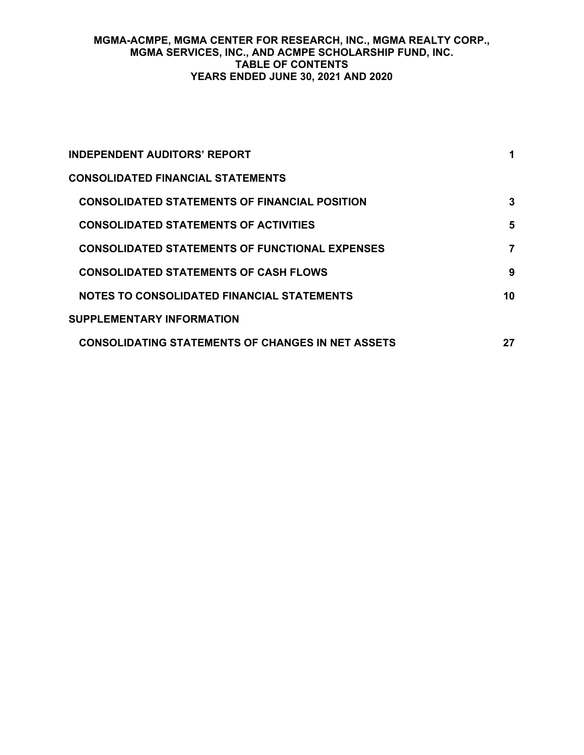**MGMA-ACMPE, MGMA CENTER FOR RESEARCH, INC., MGMA REALTY CORP., MGMA SERVICES, INC., AND ACMPE SCHOLARSHIP FUND, INC.**
**TABLE OF CONTENTS**
**YEARS ENDED JUNE 30, 2021 AND 2020**

| | |
|---|---|
| **INDEPENDENT AUDITORS' REPORT** | **1** |
| **CONSOLIDATED FINANCIAL STATEMENTS** | |
| **CONSOLIDATED STATEMENTS OF FINANCIAL POSITION** | **3** |
| **CONSOLIDATED STATEMENTS OF ACTIVITIES** | **5** |
| **CONSOLIDATED STATEMENTS OF FUNCTIONAL EXPENSES** | **7** |
| **CONSOLIDATED STATEMENTS OF CASH FLOWS** | **9** |
| **NOTES TO CONSOLIDATED FINANCIAL STATEMENTS** | **10** |
| **SUPPLEMENTARY INFORMATION** | |
| **CONSOLIDATING STATEMENTS OF CHANGES IN NET ASSETS** | **27** |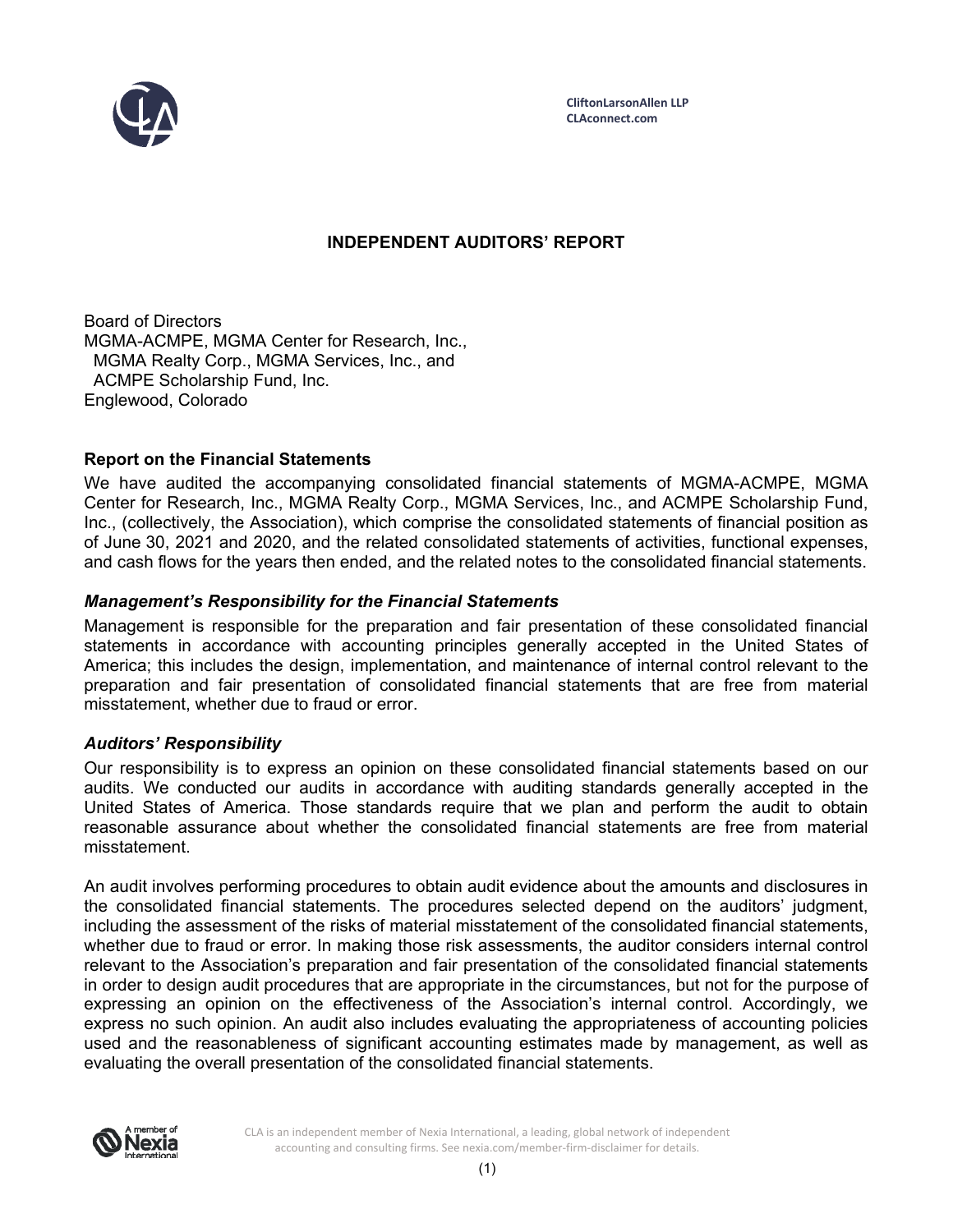CliftonLarsonAllen LLP
CLAconnect.com

# INDEPENDENT AUDITORS' REPORT

Board of Directors
MGMA-ACMPE, MGMA Center for Research, Inc.,
MGMA Realty Corp., MGMA Services, Inc., and
ACMPE Scholarship Fund, Inc.
Englewood, Colorado

## Report on the Financial Statements

We have audited the accompanying consolidated financial statements of MGMA-ACMPE, MGMA Center for Research, Inc., MGMA Realty Corp., MGMA Services, Inc., and ACMPE Scholarship Fund, Inc., (collectively, the Association), which comprise the consolidated statements of financial position as of June 30, 2021 and 2020, and the related consolidated statements of activities, functional expenses, and cash flows for the years then ended, and the related notes to the consolidated financial statements.

### *Management's Responsibility for the Financial Statements*

Management is responsible for the preparation and fair presentation of these consolidated financial statements in accordance with accounting principles generally accepted in the United States of America; this includes the design, implementation, and maintenance of internal control relevant to the preparation and fair presentation of consolidated financial statements that are free from material misstatement, whether due to fraud or error.

### *Auditors' Responsibility*

Our responsibility is to express an opinion on these consolidated financial statements based on our audits. We conducted our audits in accordance with auditing standards generally accepted in the United States of America. Those standards require that we plan and perform the audit to obtain reasonable assurance about whether the consolidated financial statements are free from material misstatement.

An audit involves performing procedures to obtain audit evidence about the amounts and disclosures in the consolidated financial statements. The procedures selected depend on the auditors' judgment, including the assessment of the risks of material misstatement of the consolidated financial statements, whether due to fraud or error. In making those risk assessments, the auditor considers internal control relevant to the Association's preparation and fair presentation of the consolidated financial statements in order to design audit procedures that are appropriate in the circumstances, but not for the purpose of expressing an opinion on the effectiveness of the Association's internal control. Accordingly, we express no such opinion. An audit also includes evaluating the appropriateness of accounting policies used and the reasonableness of significant accounting estimates made by management, as well as evaluating the overall presentation of the consolidated financial statements.

CLA is an independent member of Nexia International, a leading, global network of independent accounting and consulting firms. See nexia.com/member-firm-disclaimer for details.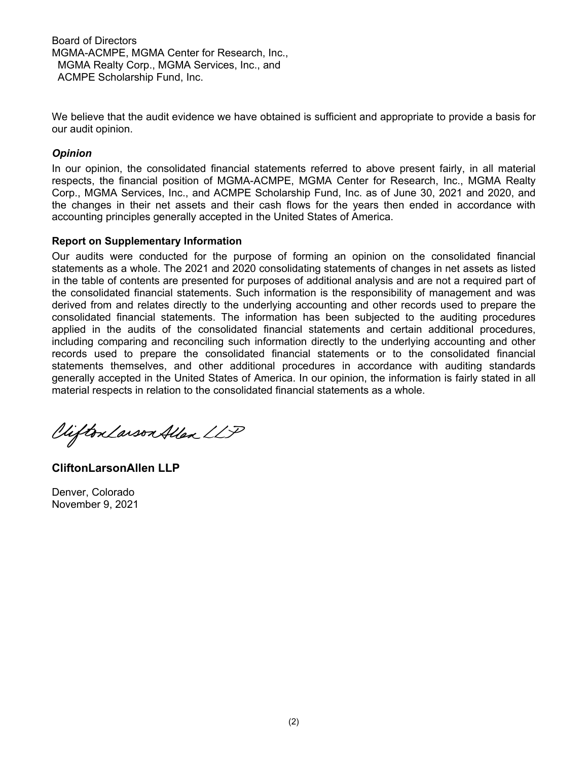Board of Directors
MGMA-ACMPE, MGMA Center for Research, Inc.,
MGMA Realty Corp., MGMA Services, Inc., and
ACMPE Scholarship Fund, Inc.

We believe that the audit evidence we have obtained is sufficient and appropriate to provide a basis for our audit opinion.

### *Opinion*

In our opinion, the consolidated financial statements referred to above present fairly, in all material respects, the financial position of MGMA-ACMPE, MGMA Center for Research, Inc., MGMA Realty Corp., MGMA Services, Inc., and ACMPE Scholarship Fund, Inc. as of June 30, 2021 and 2020, and the changes in their net assets and their cash flows for the years then ended in accordance with accounting principles generally accepted in the United States of America.

## Report on Supplementary Information

Our audits were conducted for the purpose of forming an opinion on the consolidated financial statements as a whole. The 2021 and 2020 consolidating statements of changes in net assets as listed in the table of contents are presented for purposes of additional analysis and are not a required part of the consolidated financial statements. Such information is the responsibility of management and was derived from and relates directly to the underlying accounting and other records used to prepare the consolidated financial statements. The information has been subjected to the auditing procedures applied in the audits of the consolidated financial statements and certain additional procedures, including comparing and reconciling such information directly to the underlying accounting and other records used to prepare the consolidated financial statements or to the consolidated financial statements themselves, and other additional procedures in accordance with auditing standards generally accepted in the United States of America. In our opinion, the information is fairly stated in all material respects in relation to the consolidated financial statements as a whole.

CliftonLarsonAllen LLP

**CliftonLarsonAllen LLP**

Denver, Colorado
November 9, 2021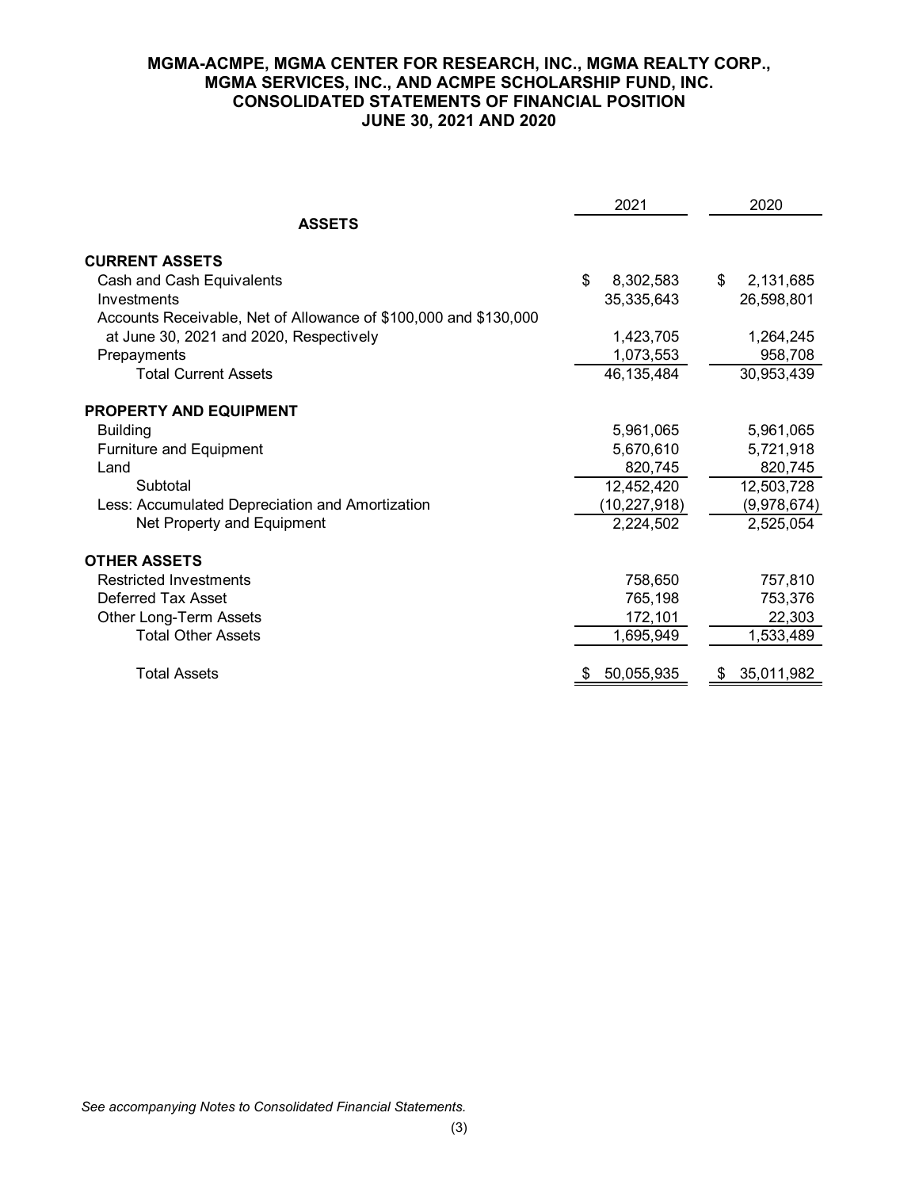# MGMA-ACMPE, MGMA CENTER FOR RESEARCH, INC., MGMA REALTY CORP., MGMA SERVICES, INC., AND ACMPE SCHOLARSHIP FUND, INC.
## CONSOLIDATED STATEMENTS OF FINANCIAL POSITION
## JUNE 30, 2021 AND 2020

| | 2021 | 2020 |
|---|---|---|
| **ASSETS** | | |
| **CURRENT ASSETS** | | |
| Cash and Cash Equivalents | $ 8,302,583 | $ 2,131,685 |
| Investments | 35,335,643 | 26,598,801 |
| Accounts Receivable, Net of Allowance of $100,000 and $130,000 at June 30, 2021 and 2020, Respectively | 1,423,705 | 1,264,245 |
| Prepayments | 1,073,553 | 958,708 |
| Total Current Assets | 46,135,484 | 30,953,439 |
| **PROPERTY AND EQUIPMENT** | | |
| Building | 5,961,065 | 5,961,065 |
| Furniture and Equipment | 5,670,610 | 5,721,918 |
| Land | 820,745 | 820,745 |
| Subtotal | 12,452,420 | 12,503,728 |
| Less: Accumulated Depreciation and Amortization | (10,227,918) | (9,978,674) |
| Net Property and Equipment | 2,224,502 | 2,525,054 |
| **OTHER ASSETS** | | |
| Restricted Investments | 758,650 | 757,810 |
| Deferred Tax Asset | 765,198 | 753,376 |
| Other Long-Term Assets | 172,101 | 22,303 |
| Total Other Assets | 1,695,949 | 1,533,489 |
| Total Assets | $ 50,055,935 | $ 35,011,982 |

*See accompanying Notes to Consolidated Financial Statements.*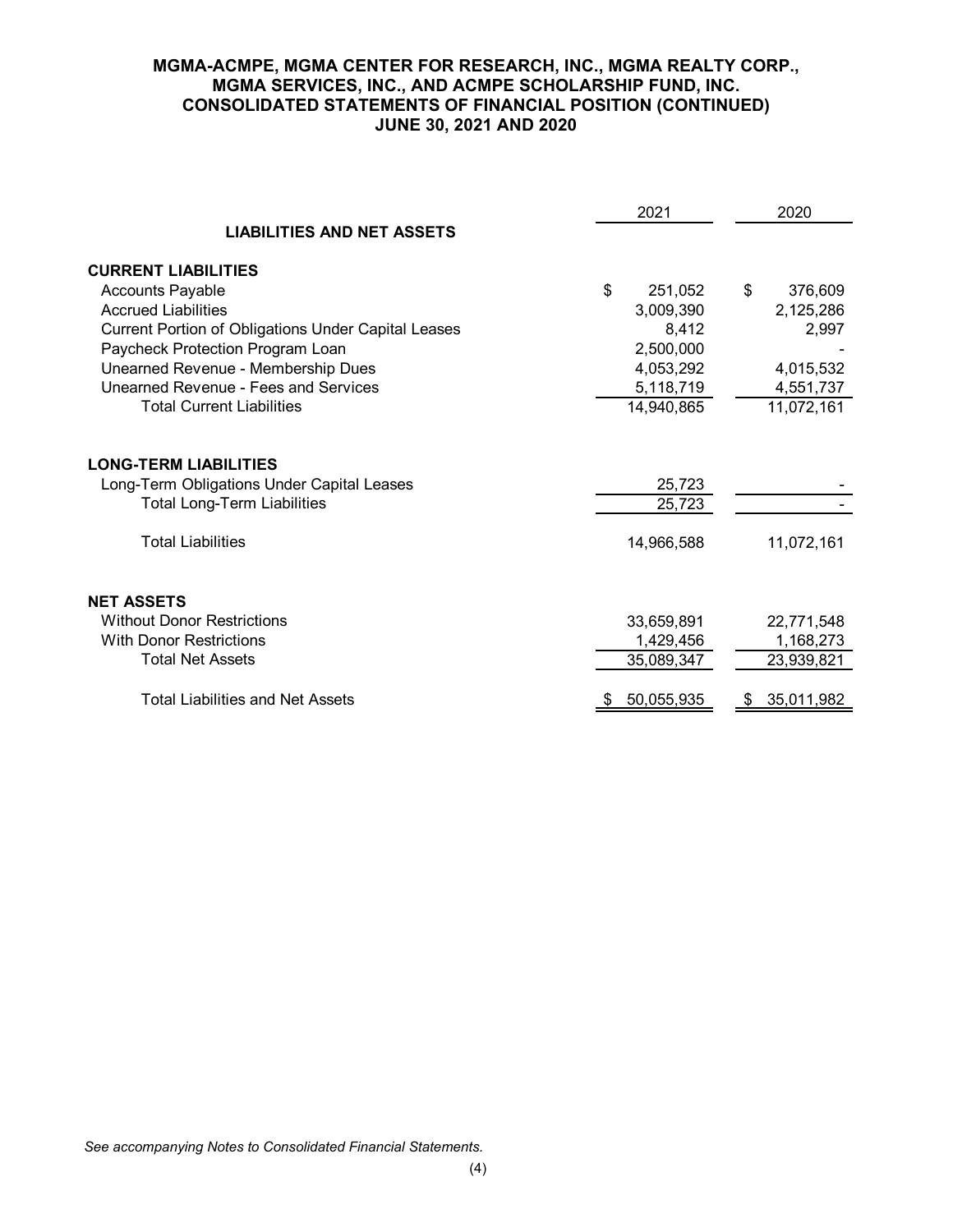**MGMA-ACMPE, MGMA CENTER FOR RESEARCH, INC., MGMA REALTY CORP., MGMA SERVICES, INC., AND ACMPE SCHOLARSHIP FUND, INC.**
**CONSOLIDATED STATEMENTS OF FINANCIAL POSITION (CONTINUED)**
**JUNE 30, 2021 AND 2020**

| | 2021 | 2020 |
|---|---|---|
| **LIABILITIES AND NET ASSETS** | | |
| **CURRENT LIABILITIES** | | |
| Accounts Payable | $ 251,052 | $ 376,609 |
| Accrued Liabilities | 3,009,390 | 2,125,286 |
| Current Portion of Obligations Under Capital Leases | 8,412 | 2,997 |
| Paycheck Protection Program Loan | 2,500,000 | - |
| Unearned Revenue - Membership Dues | 4,053,292 | 4,015,532 |
| Unearned Revenue - Fees and Services | 5,118,719 | 4,551,737 |
| Total Current Liabilities | 14,940,865 | 11,072,161 |
| **LONG-TERM LIABILITIES** | | |
| Long-Term Obligations Under Capital Leases | 25,723 | - |
| Total Long-Term Liabilities | 25,723 | - |
| Total Liabilities | 14,966,588 | 11,072,161 |
| **NET ASSETS** | | |
| Without Donor Restrictions | 33,659,891 | 22,771,548 |
| With Donor Restrictions | 1,429,456 | 1,168,273 |
| Total Net Assets | 35,089,347 | 23,939,821 |
| Total Liabilities and Net Assets | $ 50,055,935 | $ 35,011,982 |

*See accompanying Notes to Consolidated Financial Statements.*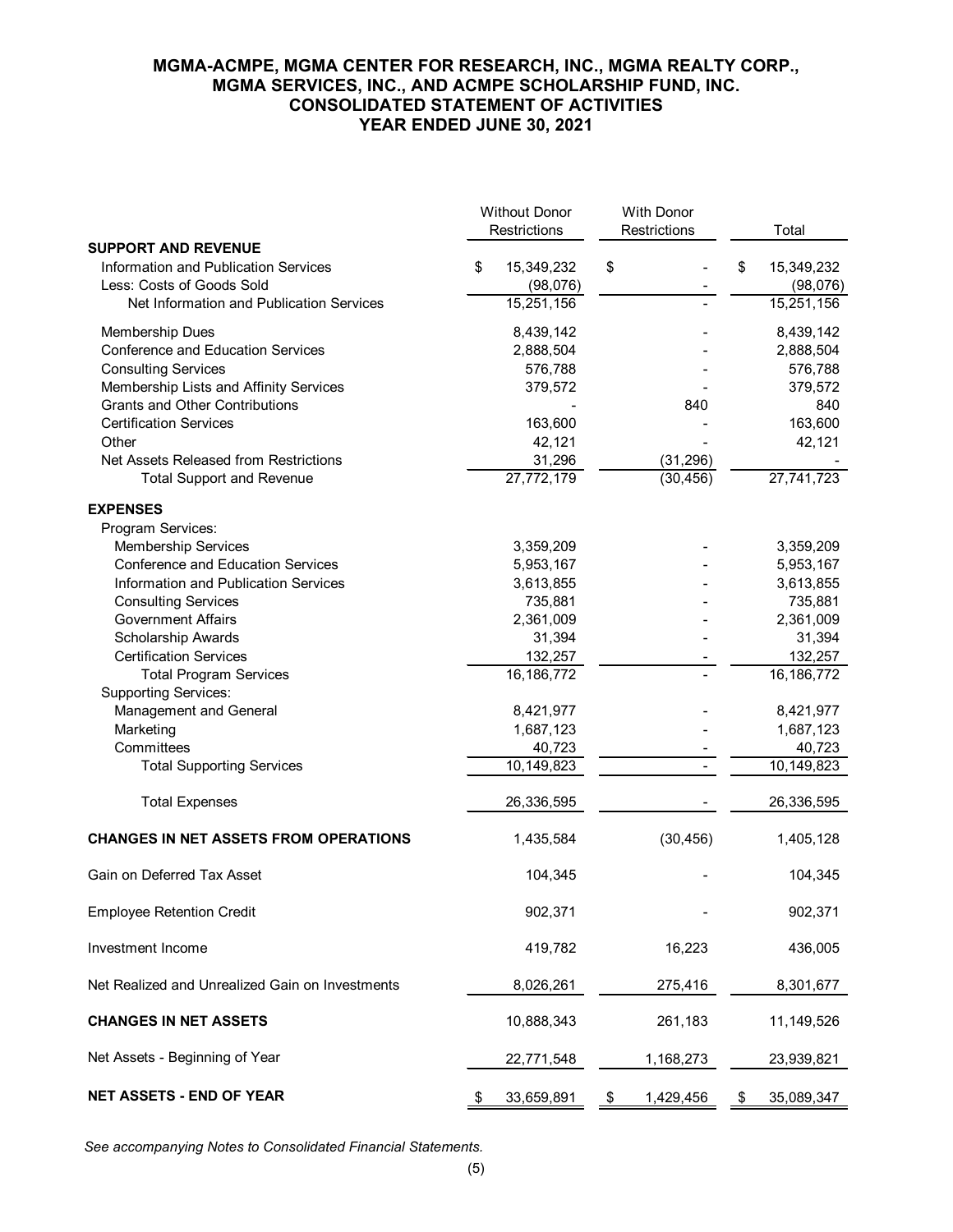# MGMA-ACMPE, MGMA CENTER FOR RESEARCH, INC., MGMA REALTY CORP., MGMA SERVICES, INC., AND ACMPE SCHOLARSHIP FUND, INC.
## CONSOLIDATED STATEMENT OF ACTIVITIES
## YEAR ENDED JUNE 30, 2021

| | Without Donor Restrictions | With Donor Restrictions | Total |
|---|---|---|---|
| **SUPPORT AND REVENUE** | | | |
| Information and Publication Services | $ 15,349,232 | $ - | $ 15,349,232 |
| Less: Costs of Goods Sold | (98,076) | - | (98,076) |
| Net Information and Publication Services | 15,251,156 | - | 15,251,156 |
| Membership Dues | 8,439,142 | - | 8,439,142 |
| Conference and Education Services | 2,888,504 | - | 2,888,504 |
| Consulting Services | 576,788 | - | 576,788 |
| Membership Lists and Affinity Services | 379,572 | - | 379,572 |
| Grants and Other Contributions | - | 840 | 840 |
| Certification Services | 163,600 | - | 163,600 |
| Other | 42,121 | - | 42,121 |
| Net Assets Released from Restrictions | 31,296 | (31,296) | - |
| Total Support and Revenue | 27,772,179 | (30,456) | 27,741,723 |
| **EXPENSES** | | | |
| Program Services: | | | |
| Membership Services | 3,359,209 | - | 3,359,209 |
| Conference and Education Services | 5,953,167 | - | 5,953,167 |
| Information and Publication Services | 3,613,855 | - | 3,613,855 |
| Consulting Services | 735,881 | - | 735,881 |
| Government Affairs | 2,361,009 | - | 2,361,009 |
| Scholarship Awards | 31,394 | - | 31,394 |
| Certification Services | 132,257 | - | 132,257 |
| Total Program Services | 16,186,772 | - | 16,186,772 |
| Supporting Services: | | | |
| Management and General | 8,421,977 | - | 8,421,977 |
| Marketing | 1,687,123 | - | 1,687,123 |
| Committees | 40,723 | - | 40,723 |
| Total Supporting Services | 10,149,823 | - | 10,149,823 |
| Total Expenses | 26,336,595 | - | 26,336,595 |
| **CHANGES IN NET ASSETS FROM OPERATIONS** | 1,435,584 | (30,456) | 1,405,128 |
| Gain on Deferred Tax Asset | 104,345 | - | 104,345 |
| Employee Retention Credit | 902,371 | - | 902,371 |
| Investment Income | 419,782 | 16,223 | 436,005 |
| Net Realized and Unrealized Gain on Investments | 8,026,261 | 275,416 | 8,301,677 |
| **CHANGES IN NET ASSETS** | 10,888,343 | 261,183 | 11,149,526 |
| Net Assets - Beginning of Year | 22,771,548 | 1,168,273 | 23,939,821 |
| **NET ASSETS - END OF YEAR** | $ 33,659,891 | $ 1,429,456 | $ 35,089,347 |

*See accompanying Notes to Consolidated Financial Statements.*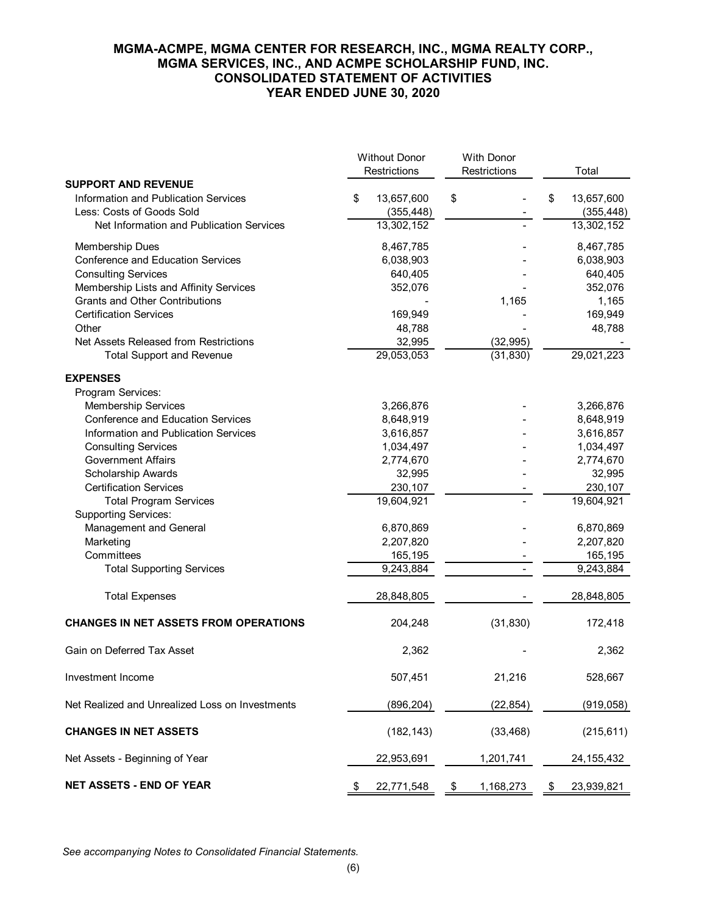# MGMA-ACMPE, MGMA CENTER FOR RESEARCH, INC., MGMA REALTY CORP., MGMA SERVICES, INC., AND ACMPE SCHOLARSHIP FUND, INC.
## CONSOLIDATED STATEMENT OF ACTIVITIES
## YEAR ENDED JUNE 30, 2020

| | Without Donor Restrictions | With Donor Restrictions | Total |
|---|---|---|---|
| **SUPPORT AND REVENUE** | | | |
| Information and Publication Services | $ 13,657,600 | $ - | $ 13,657,600 |
| Less: Costs of Goods Sold | (355,448) | - | (355,448) |
| Net Information and Publication Services | 13,302,152 | - | 13,302,152 |
| Membership Dues | 8,467,785 | - | 8,467,785 |
| Conference and Education Services | 6,038,903 | - | 6,038,903 |
| Consulting Services | 640,405 | - | 640,405 |
| Membership Lists and Affinity Services | 352,076 | - | 352,076 |
| Grants and Other Contributions | - | 1,165 | 1,165 |
| Certification Services | 169,949 | - | 169,949 |
| Other | 48,788 | - | 48,788 |
| Net Assets Released from Restrictions | 32,995 | (32,995) | - |
| Total Support and Revenue | 29,053,053 | (31,830) | 29,021,223 |
| **EXPENSES** | | | |
| Program Services: | | | |
| Membership Services | 3,266,876 | - | 3,266,876 |
| Conference and Education Services | 8,648,919 | - | 8,648,919 |
| Information and Publication Services | 3,616,857 | - | 3,616,857 |
| Consulting Services | 1,034,497 | - | 1,034,497 |
| Government Affairs | 2,774,670 | - | 2,774,670 |
| Scholarship Awards | 32,995 | - | 32,995 |
| Certification Services | 230,107 | - | 230,107 |
| Total Program Services | 19,604,921 | - | 19,604,921 |
| Supporting Services: | | | |
| Management and General | 6,870,869 | - | 6,870,869 |
| Marketing | 2,207,820 | - | 2,207,820 |
| Committees | 165,195 | - | 165,195 |
| Total Supporting Services | 9,243,884 | - | 9,243,884 |
| Total Expenses | 28,848,805 | - | 28,848,805 |
| **CHANGES IN NET ASSETS FROM OPERATIONS** | 204,248 | (31,830) | 172,418 |
| Gain on Deferred Tax Asset | 2,362 | - | 2,362 |
| Investment Income | 507,451 | 21,216 | 528,667 |
| Net Realized and Unrealized Loss on Investments | (896,204) | (22,854) | (919,058) |
| **CHANGES IN NET ASSETS** | (182,143) | (33,468) | (215,611) |
| Net Assets - Beginning of Year | 22,953,691 | 1,201,741 | 24,155,432 |
| **NET ASSETS - END OF YEAR** | $ 22,771,548 | $ 1,168,273 | $ 23,939,821 |

*See accompanying Notes to Consolidated Financial Statements.*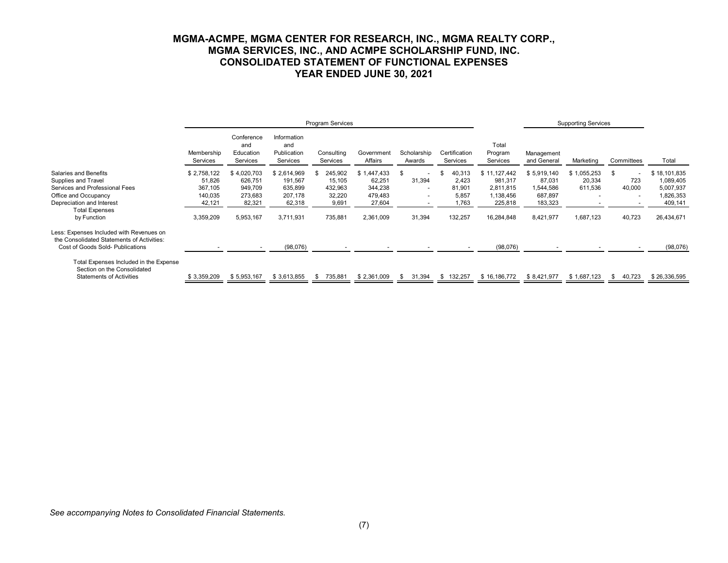# MGMA-ACMPE, MGMA CENTER FOR RESEARCH, INC., MGMA REALTY CORP., MGMA SERVICES, INC., AND ACMPE SCHOLARSHIP FUND, INC.
## CONSOLIDATED STATEMENT OF FUNCTIONAL EXPENSES
## YEAR ENDED JUNE 30, 2021

| | Program Services | | | | | | | | Supporting Services | | | |
|---|---|---|---|---|---|---|---|---|---|---|---|---|
| | Membership Services | Conference and Education Services | Information and Publication Services | Consulting Services | Government Affairs | Scholarship Awards | Certification Services | Total Program Services | Management and General | Marketing | Committees | Total |
| Salaries and Benefits | $ 2,758,122 | $ 4,020,703 | $ 2,614,969 | $ 245,902 | $ 1,447,433 | $ - | $ 40,313 | $ 11,127,442 | $ 5,919,140 | $ 1,055,253 | $ - | $ 18,101,835 |
| Supplies and Travel | 51,826 | 626,751 | 191,567 | 15,105 | 62,251 | 31,394 | 2,423 | 981,317 | 87,031 | 20,334 | 723 | 1,089,405 |
| Services and Professional Fees | 367,105 | 949,709 | 635,899 | 432,963 | 344,238 | - | 81,901 | 2,811,815 | 1,544,586 | 611,536 | 40,000 | 5,007,937 |
| Office and Occupancy | 140,035 | 273,683 | 207,178 | 32,220 | 479,483 | - | 5,857 | 1,138,456 | 687,897 | - | - | 1,826,353 |
| Depreciation and Interest | 42,121 | 82,321 | 62,318 | 9,691 | 27,604 | - | 1,763 | 225,818 | 183,323 | - | - | 409,141 |
| Total Expenses by Function | 3,359,209 | 5,953,167 | 3,711,931 | 735,881 | 2,361,009 | 31,394 | 132,257 | 16,284,848 | 8,421,977 | 1,687,123 | 40,723 | 26,434,671 |
| Less: Expenses Included with Revenues on the Consolidated Statements of Activities: Cost of Goods Sold- Publications | - | - | (98,076) | - | - | - | - | (98,076) | - | - | - | (98,076) |
| Total Expenses Included in the Expense Section on the Consolidated Statements of Activities | $ 3,359,209 | $ 5,953,167 | $ 3,613,855 | $ 735,881 | $ 2,361,009 | $ 31,394 | $ 132,257 | $ 16,186,772 | $ 8,421,977 | $ 1,687,123 | $ 40,723 | $ 26,336,595 |

*See accompanying Notes to Consolidated Financial Statements.*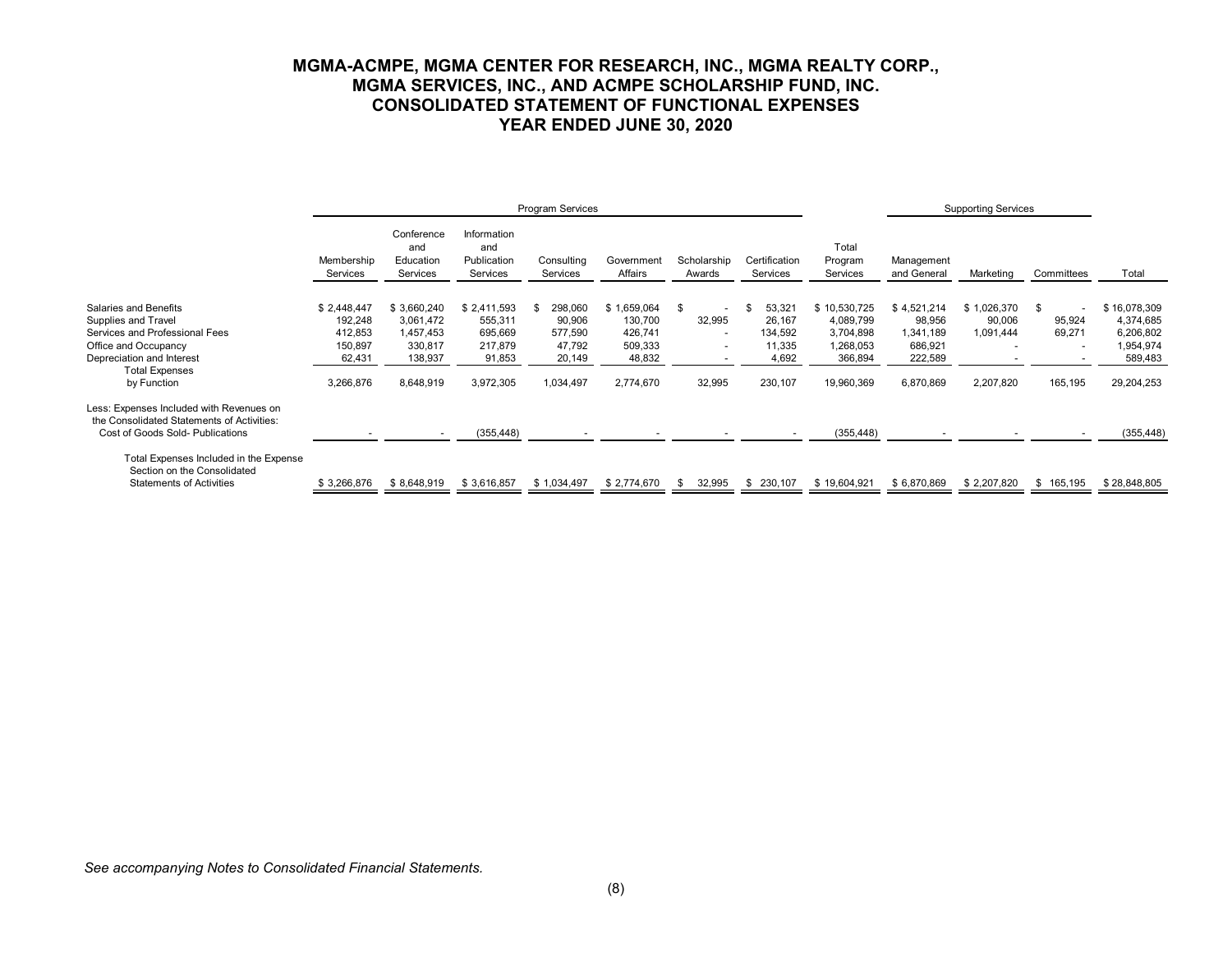**MGMA-ACMPE, MGMA CENTER FOR RESEARCH, INC., MGMA REALTY CORP., MGMA SERVICES, INC., AND ACMPE SCHOLARSHIP FUND, INC.**
**CONSOLIDATED STATEMENT OF FUNCTIONAL EXPENSES**
**YEAR ENDED JUNE 30, 2020**

| | Program Services | | | | | | | | Supporting Services | | | |
|---|---|---|---|---|---|---|---|---|---|---|---|---|
| | Membership Services | Conference and Education Services | Information and Publication Services | Consulting Services | Government Affairs | Scholarship Awards | Certification Services | Total Program Services | Management and General | Marketing | Committees | Total |
| Salaries and Benefits | $ 2,448,447 | $ 3,660,240 | $ 2,411,593 | $ 298,060 | $ 1,659,064 | $ - | $ 53,321 | $ 10,530,725 | $ 4,521,214 | $ 1,026,370 | $ - | $ 16,078,309 |
| Supplies and Travel | 192,248 | 3,061,472 | 555,311 | 90,906 | 130,700 | 32,995 | 26,167 | 4,089,799 | 98,956 | 90,006 | 95,924 | 4,374,685 |
| Services and Professional Fees | 412,853 | 1,457,453 | 695,669 | 577,590 | 426,741 | - | 134,592 | 3,704,898 | 1,341,189 | 1,091,444 | 69,271 | 6,206,802 |
| Office and Occupancy | 150,897 | 330,817 | 217,879 | 47,792 | 509,333 | - | 11,335 | 1,268,053 | 686,921 | - | - | 1,954,974 |
| Depreciation and Interest | 62,431 | 138,937 | 91,853 | 20,149 | 48,832 | - | 4,692 | 366,894 | 222,589 | - | - | 589,483 |
| Total Expenses by Function | 3,266,876 | 8,648,919 | 3,972,305 | 1,034,497 | 2,774,670 | 32,995 | 230,107 | 19,960,369 | 6,870,869 | 2,207,820 | 165,195 | 29,204,253 |
| Less: Expenses Included with Revenues on the Consolidated Statements of Activities: | | | | | | | | | | | | |
| Cost of Goods Sold- Publications | - | - | (355,448) | - | - | - | - | (355,448) | - | - | - | (355,448) |
| Total Expenses Included in the Expense Section on the Consolidated Statements of Activities | $ 3,266,876 | $ 8,648,919 | $ 3,616,857 | $ 1,034,497 | $ 2,774,670 | $ 32,995 | $ 230,107 | $ 19,604,921 | $ 6,870,869 | $ 2,207,820 | $ 165,195 | $ 28,848,805 |

*See accompanying Notes to Consolidated Financial Statements.*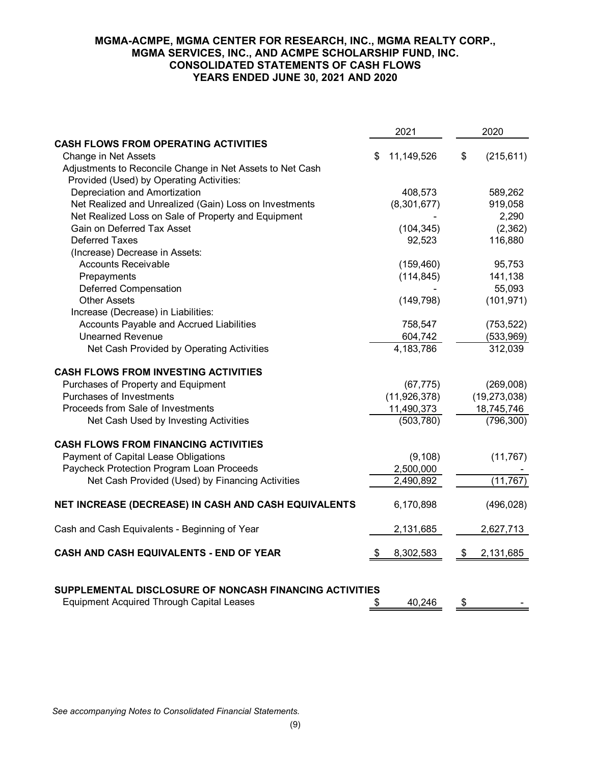# MGMA-ACMPE, MGMA CENTER FOR RESEARCH, INC., MGMA REALTY CORP., MGMA SERVICES, INC., AND ACMPE SCHOLARSHIP FUND, INC.

## CONSOLIDATED STATEMENTS OF CASH FLOWS

## YEARS ENDED JUNE 30, 2021 AND 2020

| | 2021 | 2020 |
|---|---|---|
| **CASH FLOWS FROM OPERATING ACTIVITIES** | | |
| Change in Net Assets | $ 11,149,526 | $ (215,611) |
| Adjustments to Reconcile Change in Net Assets to Net Cash Provided (Used) by Operating Activities: | | |
| Depreciation and Amortization | 408,573 | 589,262 |
| Net Realized and Unrealized (Gain) Loss on Investments | (8,301,677) | 919,058 |
| Net Realized Loss on Sale of Property and Equipment | - | 2,290 |
| Gain on Deferred Tax Asset | (104,345) | (2,362) |
| Deferred Taxes | 92,523 | 116,880 |
| (Increase) Decrease in Assets: | | |
| Accounts Receivable | (159,460) | 95,753 |
| Prepayments | (114,845) | 141,138 |
| Deferred Compensation | - | 55,093 |
| Other Assets | (149,798) | (101,971) |
| Increase (Decrease) in Liabilities: | | |
| Accounts Payable and Accrued Liabilities | 758,547 | (753,522) |
| Unearned Revenue | 604,742 | (533,969) |
| Net Cash Provided by Operating Activities | 4,183,786 | 312,039 |
| **CASH FLOWS FROM INVESTING ACTIVITIES** | | |
| Purchases of Property and Equipment | (67,775) | (269,008) |
| Purchases of Investments | (11,926,378) | (19,273,038) |
| Proceeds from Sale of Investments | 11,490,373 | 18,745,746 |
| Net Cash Used by Investing Activities | (503,780) | (796,300) |
| **CASH FLOWS FROM FINANCING ACTIVITIES** | | |
| Payment of Capital Lease Obligations | (9,108) | (11,767) |
| Paycheck Protection Program Loan Proceeds | 2,500,000 | - |
| Net Cash Provided (Used) by Financing Activities | 2,490,892 | (11,767) |
| **NET INCREASE (DECREASE) IN CASH AND CASH EQUIVALENTS** | 6,170,898 | (496,028) |
| Cash and Cash Equivalents - Beginning of Year | 2,131,685 | 2,627,713 |
| **CASH AND CASH EQUIVALENTS - END OF YEAR** | $ 8,302,583 | $ 2,131,685 |
| **SUPPLEMENTAL DISCLOSURE OF NONCASH FINANCING ACTIVITIES** | | |
| Equipment Acquired Through Capital Leases | $ 40,246 | $ - |

*See accompanying Notes to Consolidated Financial Statements.*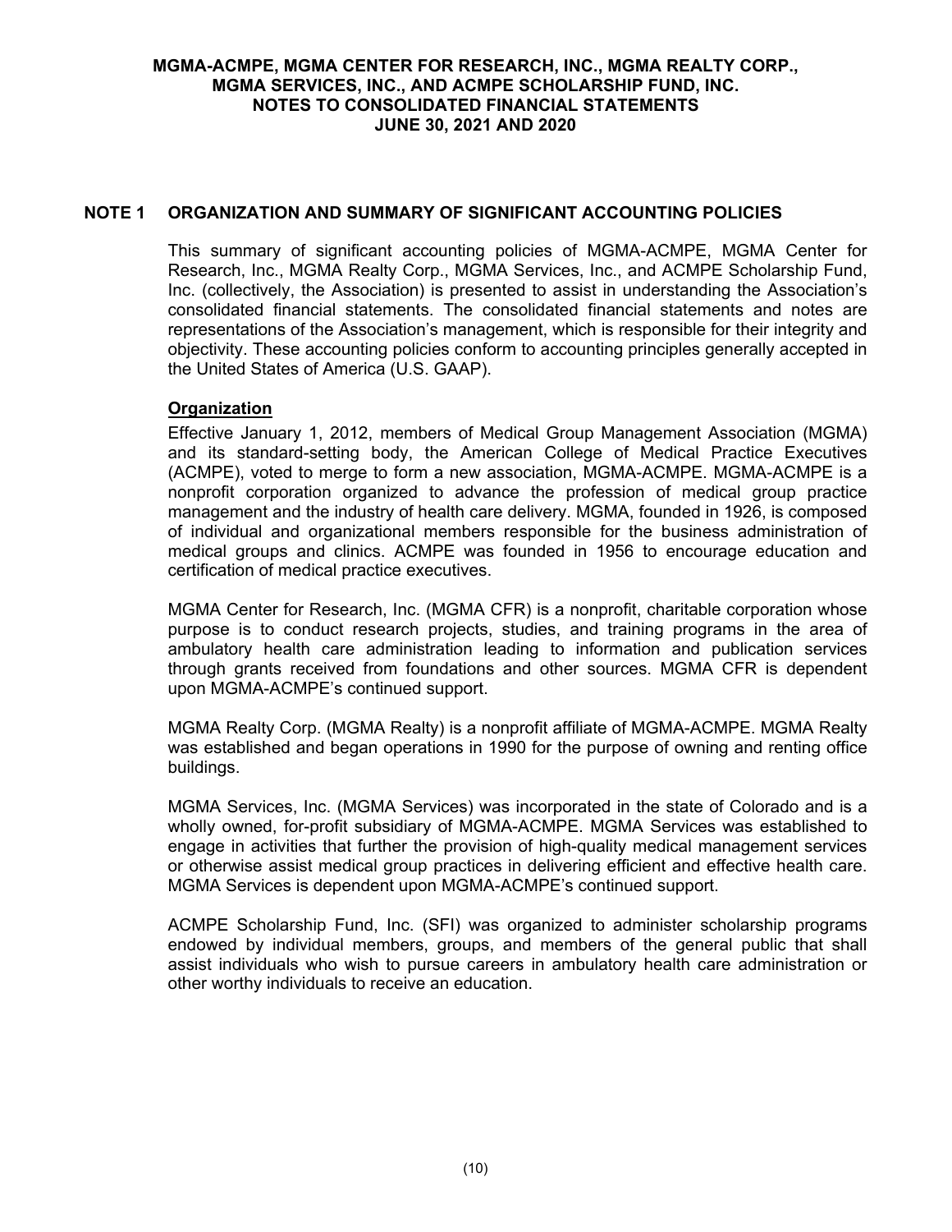## NOTE 1 ORGANIZATION AND SUMMARY OF SIGNIFICANT ACCOUNTING POLICIES

This summary of significant accounting policies of MGMA-ACMPE, MGMA Center for Research, Inc., MGMA Realty Corp., MGMA Services, Inc., and ACMPE Scholarship Fund, Inc. (collectively, the Association) is presented to assist in understanding the Association's consolidated financial statements. The consolidated financial statements and notes are representations of the Association's management, which is responsible for their integrity and objectivity. These accounting policies conform to accounting principles generally accepted in the United States of America (U.S. GAAP).

### Organization

Effective January 1, 2012, members of Medical Group Management Association (MGMA) and its standard-setting body, the American College of Medical Practice Executives (ACMPE), voted to merge to form a new association, MGMA-ACMPE. MGMA-ACMPE is a nonprofit corporation organized to advance the profession of medical group practice management and the industry of health care delivery. MGMA, founded in 1926, is composed of individual and organizational members responsible for the business administration of medical groups and clinics. ACMPE was founded in 1956 to encourage education and certification of medical practice executives.

MGMA Center for Research, Inc. (MGMA CFR) is a nonprofit, charitable corporation whose purpose is to conduct research projects, studies, and training programs in the area of ambulatory health care administration leading to information and publication services through grants received from foundations and other sources. MGMA CFR is dependent upon MGMA-ACMPE's continued support.

MGMA Realty Corp. (MGMA Realty) is a nonprofit affiliate of MGMA-ACMPE. MGMA Realty was established and began operations in 1990 for the purpose of owning and renting office buildings.

MGMA Services, Inc. (MGMA Services) was incorporated in the state of Colorado and is a wholly owned, for-profit subsidiary of MGMA-ACMPE. MGMA Services was established to engage in activities that further the provision of high-quality medical management services or otherwise assist medical group practices in delivering efficient and effective health care. MGMA Services is dependent upon MGMA-ACMPE's continued support.

ACMPE Scholarship Fund, Inc. (SFI) was organized to administer scholarship programs endowed by individual members, groups, and members of the general public that shall assist individuals who wish to pursue careers in ambulatory health care administration or other worthy individuals to receive an education.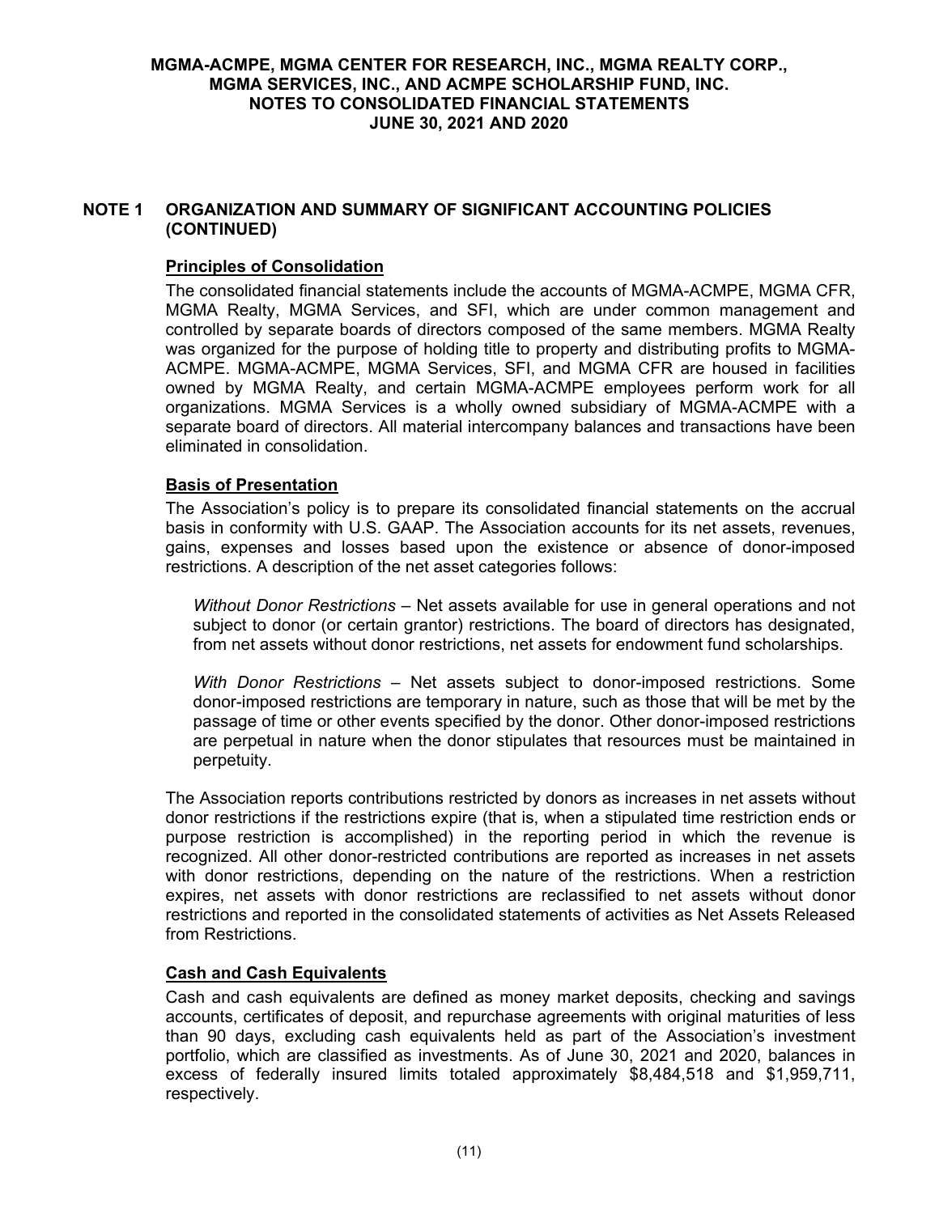## NOTE 1 ORGANIZATION AND SUMMARY OF SIGNIFICANT ACCOUNTING POLICIES (CONTINUED)

### Principles of Consolidation

The consolidated financial statements include the accounts of MGMA-ACMPE, MGMA CFR, MGMA Realty, MGMA Services, and SFI, which are under common management and controlled by separate boards of directors composed of the same members. MGMA Realty was organized for the purpose of holding title to property and distributing profits to MGMA-ACMPE. MGMA-ACMPE, MGMA Services, SFI, and MGMA CFR are housed in facilities owned by MGMA Realty, and certain MGMA-ACMPE employees perform work for all organizations. MGMA Services is a wholly owned subsidiary of MGMA-ACMPE with a separate board of directors. All material intercompany balances and transactions have been eliminated in consolidation.

### Basis of Presentation

The Association's policy is to prepare its consolidated financial statements on the accrual basis in conformity with U.S. GAAP. The Association accounts for its net assets, revenues, gains, expenses and losses based upon the existence or absence of donor-imposed restrictions. A description of the net asset categories follows:

*Without Donor Restrictions* – Net assets available for use in general operations and not subject to donor (or certain grantor) restrictions. The board of directors has designated, from net assets without donor restrictions, net assets for endowment fund scholarships.

*With Donor Restrictions* – Net assets subject to donor-imposed restrictions. Some donor-imposed restrictions are temporary in nature, such as those that will be met by the passage of time or other events specified by the donor. Other donor-imposed restrictions are perpetual in nature when the donor stipulates that resources must be maintained in perpetuity.

The Association reports contributions restricted by donors as increases in net assets without donor restrictions if the restrictions expire (that is, when a stipulated time restriction ends or purpose restriction is accomplished) in the reporting period in which the revenue is recognized. All other donor-restricted contributions are reported as increases in net assets with donor restrictions, depending on the nature of the restrictions. When a restriction expires, net assets with donor restrictions are reclassified to net assets without donor restrictions and reported in the consolidated statements of activities as Net Assets Released from Restrictions.

### Cash and Cash Equivalents

Cash and cash equivalents are defined as money market deposits, checking and savings accounts, certificates of deposit, and repurchase agreements with original maturities of less than 90 days, excluding cash equivalents held as part of the Association's investment portfolio, which are classified as investments. As of June 30, 2021 and 2020, balances in excess of federally insured limits totaled approximately $8,484,518 and $1,959,711, respectively.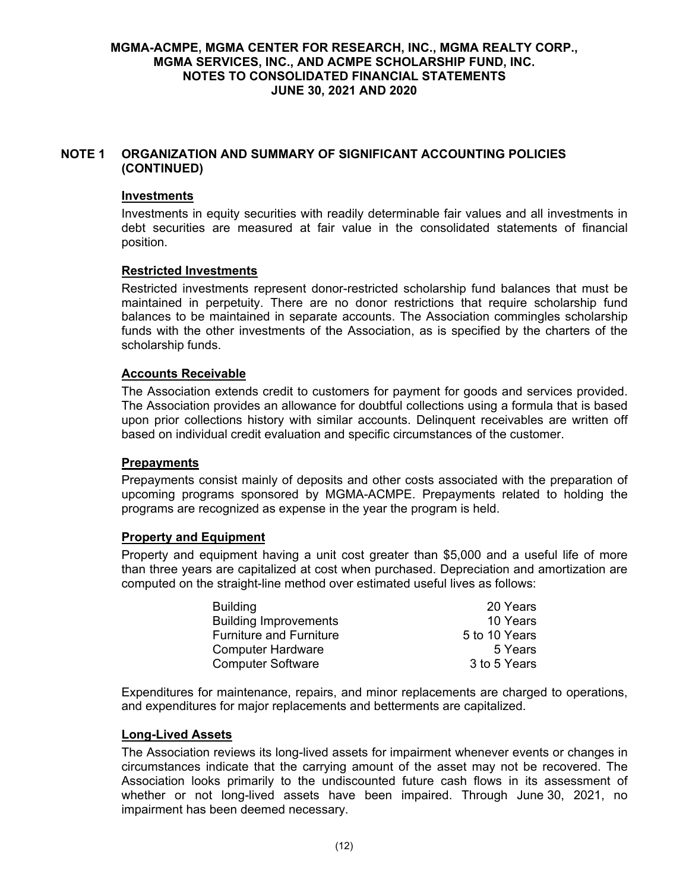## NOTE 1 ORGANIZATION AND SUMMARY OF SIGNIFICANT ACCOUNTING POLICIES (CONTINUED)

### Investments

Investments in equity securities with readily determinable fair values and all investments in debt securities are measured at fair value in the consolidated statements of financial position.

### Restricted Investments

Restricted investments represent donor-restricted scholarship fund balances that must be maintained in perpetuity. There are no donor restrictions that require scholarship fund balances to be maintained in separate accounts. The Association commingles scholarship funds with the other investments of the Association, as is specified by the charters of the scholarship funds.

### Accounts Receivable

The Association extends credit to customers for payment for goods and services provided. The Association provides an allowance for doubtful collections using a formula that is based upon prior collections history with similar accounts. Delinquent receivables are written off based on individual credit evaluation and specific circumstances of the customer.

### Prepayments

Prepayments consist mainly of deposits and other costs associated with the preparation of upcoming programs sponsored by MGMA-ACMPE. Prepayments related to holding the programs are recognized as expense in the year the program is held.

### Property and Equipment

Property and equipment having a unit cost greater than $5,000 and a useful life of more than three years are capitalized at cost when purchased. Depreciation and amortization are computed on the straight-line method over estimated useful lives as follows:

| | |
|---|---|
| Building | 20 Years |
| Building Improvements | 10 Years |
| Furniture and Furniture | 5 to 10 Years |
| Computer Hardware | 5 Years |
| Computer Software | 3 to 5 Years |

Expenditures for maintenance, repairs, and minor replacements are charged to operations, and expenditures for major replacements and betterments are capitalized.

### Long-Lived Assets

The Association reviews its long-lived assets for impairment whenever events or changes in circumstances indicate that the carrying amount of the asset may not be recovered. The Association looks primarily to the undiscounted future cash flows in its assessment of whether or not long-lived assets have been impaired. Through June 30, 2021, no impairment has been deemed necessary.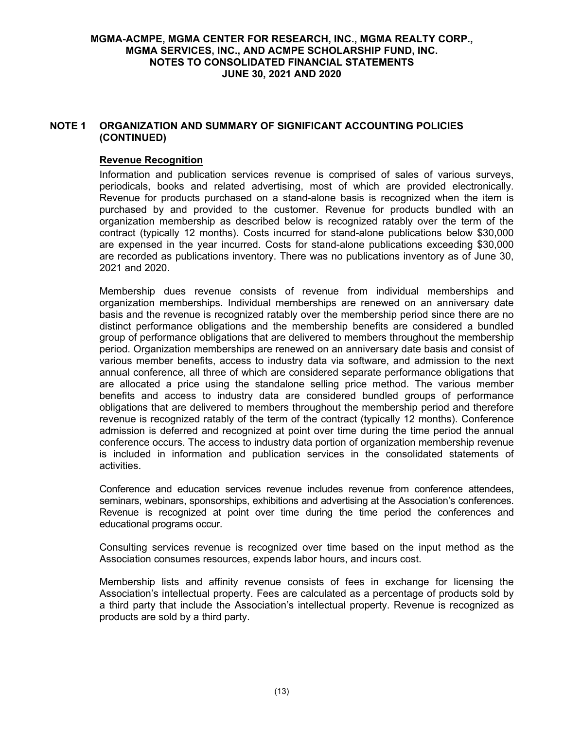## NOTE 1 ORGANIZATION AND SUMMARY OF SIGNIFICANT ACCOUNTING POLICIES (CONTINUED)

### Revenue Recognition

Information and publication services revenue is comprised of sales of various surveys, periodicals, books and related advertising, most of which are provided electronically. Revenue for products purchased on a stand-alone basis is recognized when the item is purchased by and provided to the customer. Revenue for products bundled with an organization membership as described below is recognized ratably over the term of the contract (typically 12 months). Costs incurred for stand-alone publications below $30,000 are expensed in the year incurred. Costs for stand-alone publications exceeding $30,000 are recorded as publications inventory. There was no publications inventory as of June 30, 2021 and 2020.

Membership dues revenue consists of revenue from individual memberships and organization memberships. Individual memberships are renewed on an anniversary date basis and the revenue is recognized ratably over the membership period since there are no distinct performance obligations and the membership benefits are considered a bundled group of performance obligations that are delivered to members throughout the membership period. Organization memberships are renewed on an anniversary date basis and consist of various member benefits, access to industry data via software, and admission to the next annual conference, all three of which are considered separate performance obligations that are allocated a price using the standalone selling price method. The various member benefits and access to industry data are considered bundled groups of performance obligations that are delivered to members throughout the membership period and therefore revenue is recognized ratably of the term of the contract (typically 12 months). Conference admission is deferred and recognized at point over time during the time period the annual conference occurs. The access to industry data portion of organization membership revenue is included in information and publication services in the consolidated statements of activities.

Conference and education services revenue includes revenue from conference attendees, seminars, webinars, sponsorships, exhibitions and advertising at the Association's conferences. Revenue is recognized at point over time during the time period the conferences and educational programs occur.

Consulting services revenue is recognized over time based on the input method as the Association consumes resources, expends labor hours, and incurs cost.

Membership lists and affinity revenue consists of fees in exchange for licensing the Association's intellectual property. Fees are calculated as a percentage of products sold by a third party that include the Association's intellectual property. Revenue is recognized as products are sold by a third party.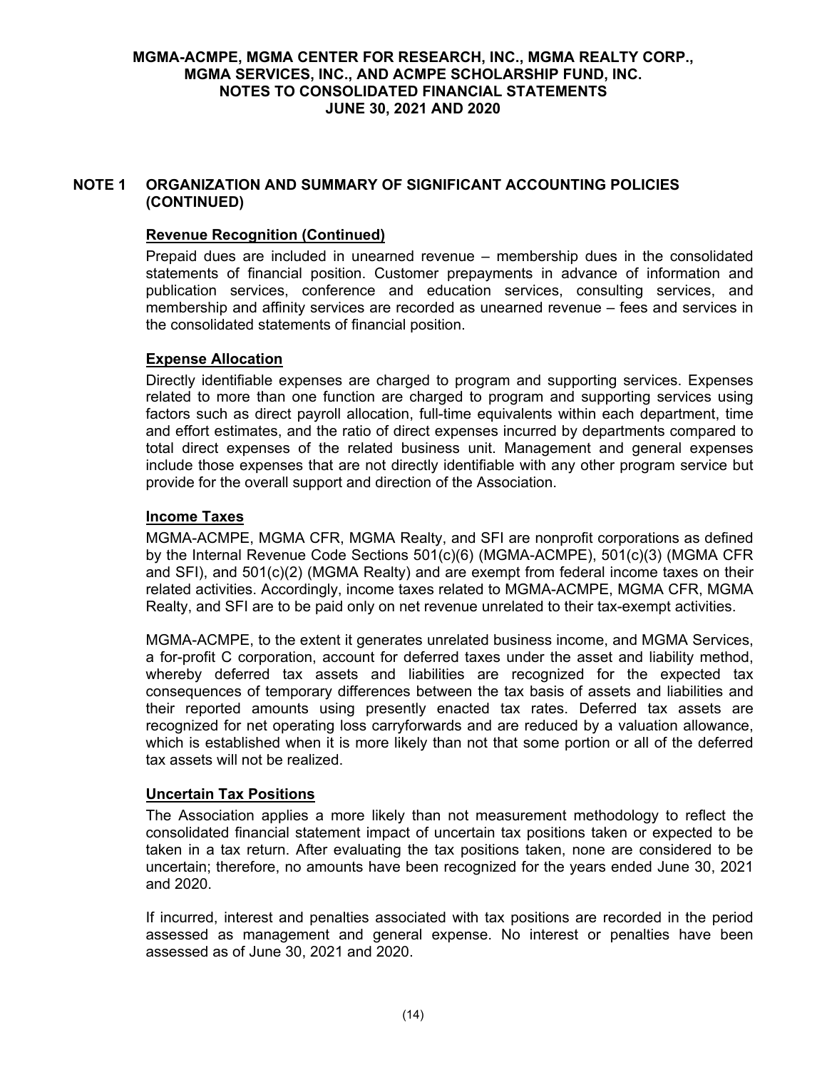## NOTE 1 ORGANIZATION AND SUMMARY OF SIGNIFICANT ACCOUNTING POLICIES (CONTINUED)

### Revenue Recognition (Continued)

Prepaid dues are included in unearned revenue – membership dues in the consolidated statements of financial position. Customer prepayments in advance of information and publication services, conference and education services, consulting services, and membership and affinity services are recorded as unearned revenue – fees and services in the consolidated statements of financial position.

### Expense Allocation

Directly identifiable expenses are charged to program and supporting services. Expenses related to more than one function are charged to program and supporting services using factors such as direct payroll allocation, full-time equivalents within each department, time and effort estimates, and the ratio of direct expenses incurred by departments compared to total direct expenses of the related business unit. Management and general expenses include those expenses that are not directly identifiable with any other program service but provide for the overall support and direction of the Association.

### Income Taxes

MGMA-ACMPE, MGMA CFR, MGMA Realty, and SFI are nonprofit corporations as defined by the Internal Revenue Code Sections 501(c)(6) (MGMA-ACMPE), 501(c)(3) (MGMA CFR and SFI), and 501(c)(2) (MGMA Realty) and are exempt from federal income taxes on their related activities. Accordingly, income taxes related to MGMA-ACMPE, MGMA CFR, MGMA Realty, and SFI are to be paid only on net revenue unrelated to their tax-exempt activities.

MGMA-ACMPE, to the extent it generates unrelated business income, and MGMA Services, a for-profit C corporation, account for deferred taxes under the asset and liability method, whereby deferred tax assets and liabilities are recognized for the expected tax consequences of temporary differences between the tax basis of assets and liabilities and their reported amounts using presently enacted tax rates. Deferred tax assets are recognized for net operating loss carryforwards and are reduced by a valuation allowance, which is established when it is more likely than not that some portion or all of the deferred tax assets will not be realized.

### Uncertain Tax Positions

The Association applies a more likely than not measurement methodology to reflect the consolidated financial statement impact of uncertain tax positions taken or expected to be taken in a tax return. After evaluating the tax positions taken, none are considered to be uncertain; therefore, no amounts have been recognized for the years ended June 30, 2021 and 2020.

If incurred, interest and penalties associated with tax positions are recorded in the period assessed as management and general expense. No interest or penalties have been assessed as of June 30, 2021 and 2020.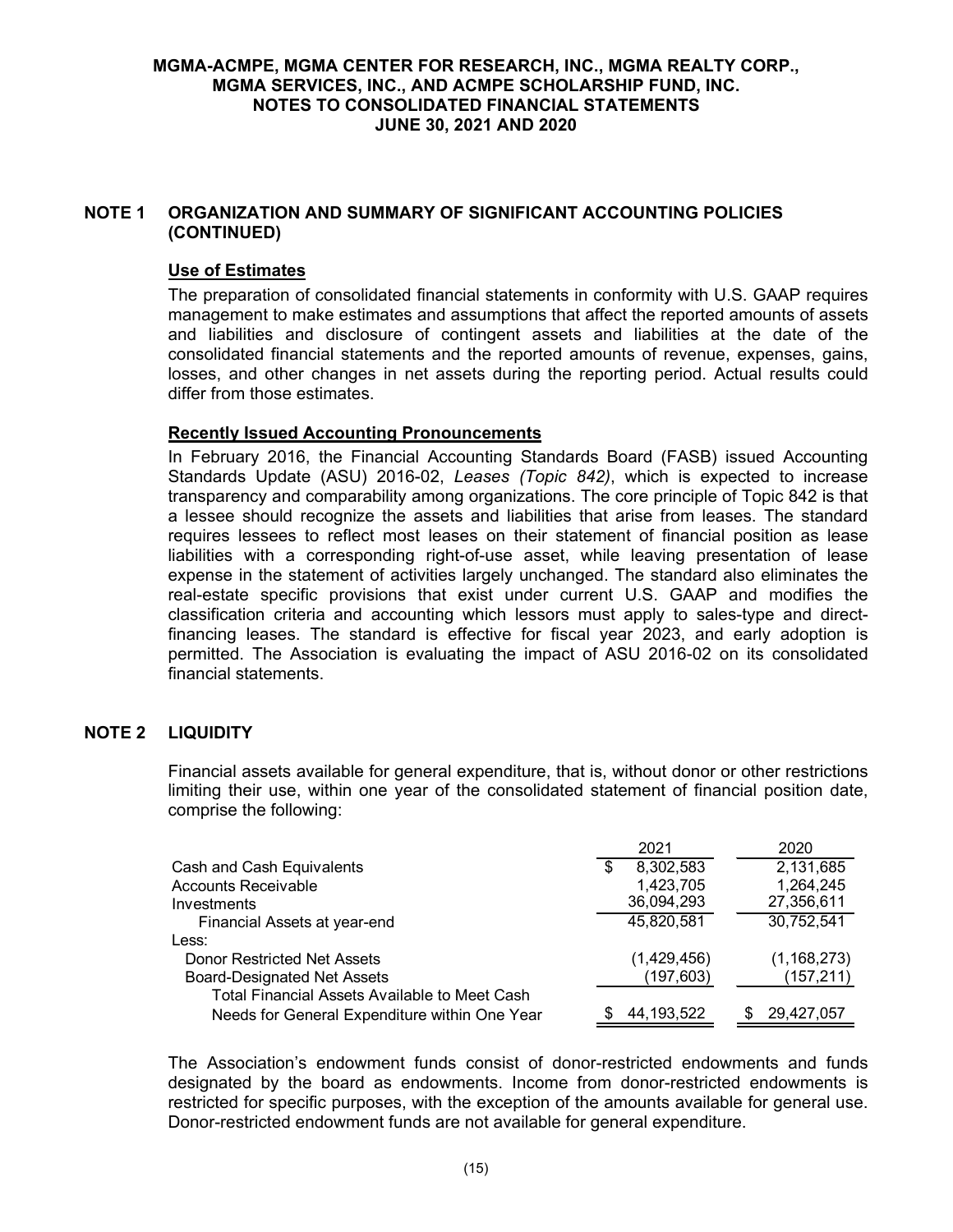**MGMA-ACMPE, MGMA CENTER FOR RESEARCH, INC., MGMA REALTY CORP., MGMA SERVICES, INC., AND ACMPE SCHOLARSHIP FUND, INC.**
**NOTES TO CONSOLIDATED FINANCIAL STATEMENTS**
**JUNE 30, 2021 AND 2020**

## NOTE 1 ORGANIZATION AND SUMMARY OF SIGNIFICANT ACCOUNTING POLICIES (CONTINUED)

### Use of Estimates

The preparation of consolidated financial statements in conformity with U.S. GAAP requires management to make estimates and assumptions that affect the reported amounts of assets and liabilities and disclosure of contingent assets and liabilities at the date of the consolidated financial statements and the reported amounts of revenue, expenses, gains, losses, and other changes in net assets during the reporting period. Actual results could differ from those estimates.

### Recently Issued Accounting Pronouncements

In February 2016, the Financial Accounting Standards Board (FASB) issued Accounting Standards Update (ASU) 2016-02, *Leases (Topic 842)*, which is expected to increase transparency and comparability among organizations. The core principle of Topic 842 is that a lessee should recognize the assets and liabilities that arise from leases. The standard requires lessees to reflect most leases on their statement of financial position as lease liabilities with a corresponding right-of-use asset, while leaving presentation of lease expense in the statement of activities largely unchanged. The standard also eliminates the real-estate specific provisions that exist under current U.S. GAAP and modifies the classification criteria and accounting which lessors must apply to sales-type and direct-financing leases. The standard is effective for fiscal year 2023, and early adoption is permitted. The Association is evaluating the impact of ASU 2016-02 on its consolidated financial statements.

## NOTE 2 LIQUIDITY

Financial assets available for general expenditure, that is, without donor or other restrictions limiting their use, within one year of the consolidated statement of financial position date, comprise the following:

| | 2021 | 2020 |
|---|---|---|
| Cash and Cash Equivalents | $ 8,302,583 | 2,131,685 |
| Accounts Receivable | 1,423,705 | 1,264,245 |
| Investments | 36,094,293 | 27,356,611 |
| Financial Assets at year-end | 45,820,581 | 30,752,541 |
| Less: | | |
| Donor Restricted Net Assets | (1,429,456) | (1,168,273) |
| Board-Designated Net Assets | (197,603) | (157,211) |
| Total Financial Assets Available to Meet Cash Needs for General Expenditure within One Year | $ 44,193,522 | $ 29,427,057 |

The Association's endowment funds consist of donor-restricted endowments and funds designated by the board as endowments. Income from donor-restricted endowments is restricted for specific purposes, with the exception of the amounts available for general use. Donor-restricted endowment funds are not available for general expenditure.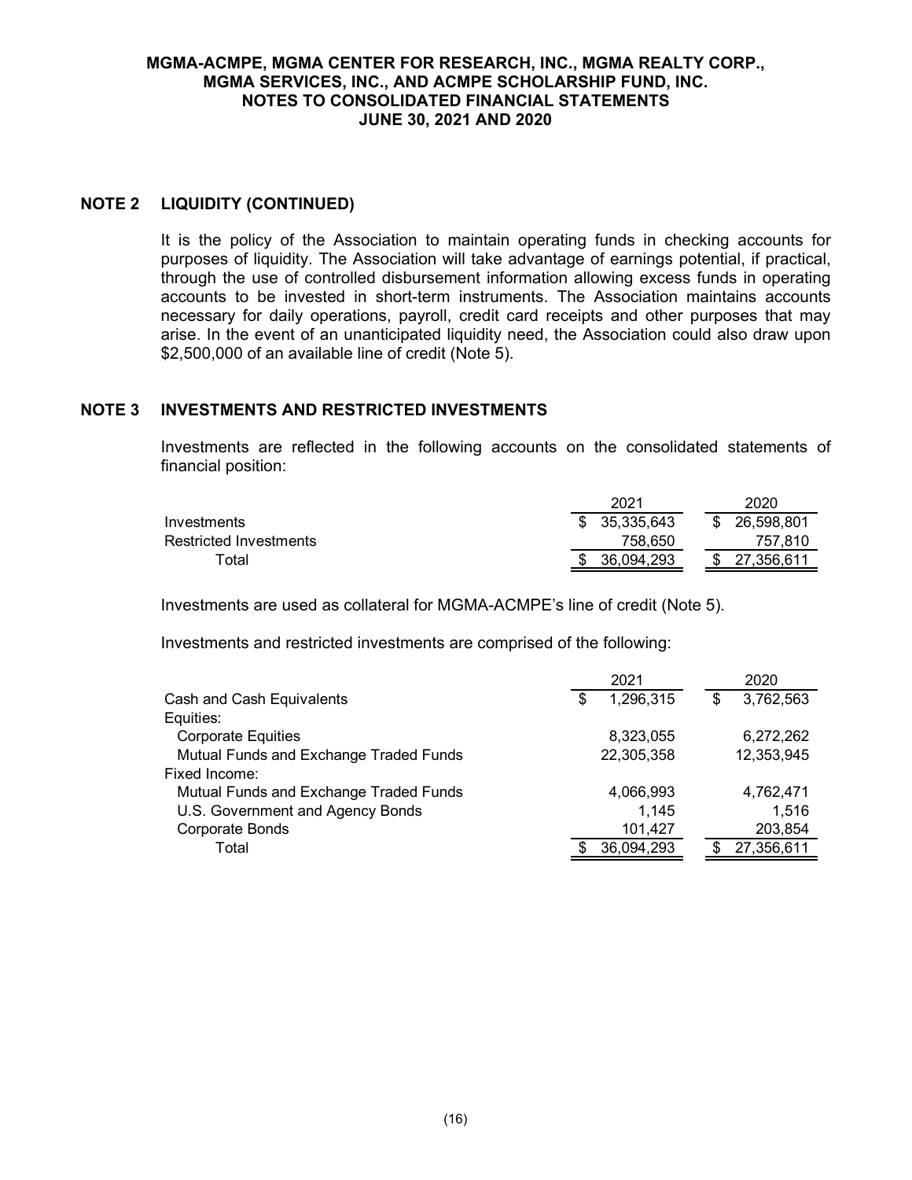## NOTE 2 LIQUIDITY (CONTINUED)

It is the policy of the Association to maintain operating funds in checking accounts for purposes of liquidity. The Association will take advantage of earnings potential, if practical, through the use of controlled disbursement information allowing excess funds in operating accounts to be invested in short-term instruments. The Association maintains accounts necessary for daily operations, payroll, credit card receipts and other purposes that may arise. In the event of an unanticipated liquidity need, the Association could also draw upon $2,500,000 of an available line of credit (Note 5).

## NOTE 3 INVESTMENTS AND RESTRICTED INVESTMENTS

Investments are reflected in the following accounts on the consolidated statements of financial position:

| | 2021 | 2020 |
|---|---|---|
| Investments | $ 35,335,643 | $ 26,598,801 |
| Restricted Investments | 758,650 | 757,810 |
| Total | $ 36,094,293 | $ 27,356,611 |

Investments are used as collateral for MGMA-ACMPE's line of credit (Note 5).

Investments and restricted investments are comprised of the following:

| | 2021 | 2020 |
|---|---|---|
| Cash and Cash Equivalents | $ 1,296,315 | $ 3,762,563 |
| Equities: | | |
| Corporate Equities | 8,323,055 | 6,272,262 |
| Mutual Funds and Exchange Traded Funds | 22,305,358 | 12,353,945 |
| Fixed Income: | | |
| Mutual Funds and Exchange Traded Funds | 4,066,993 | 4,762,471 |
| U.S. Government and Agency Bonds | 1,145 | 1,516 |
| Corporate Bonds | 101,427 | 203,854 |
| Total | $ 36,094,293 | $ 27,356,611 |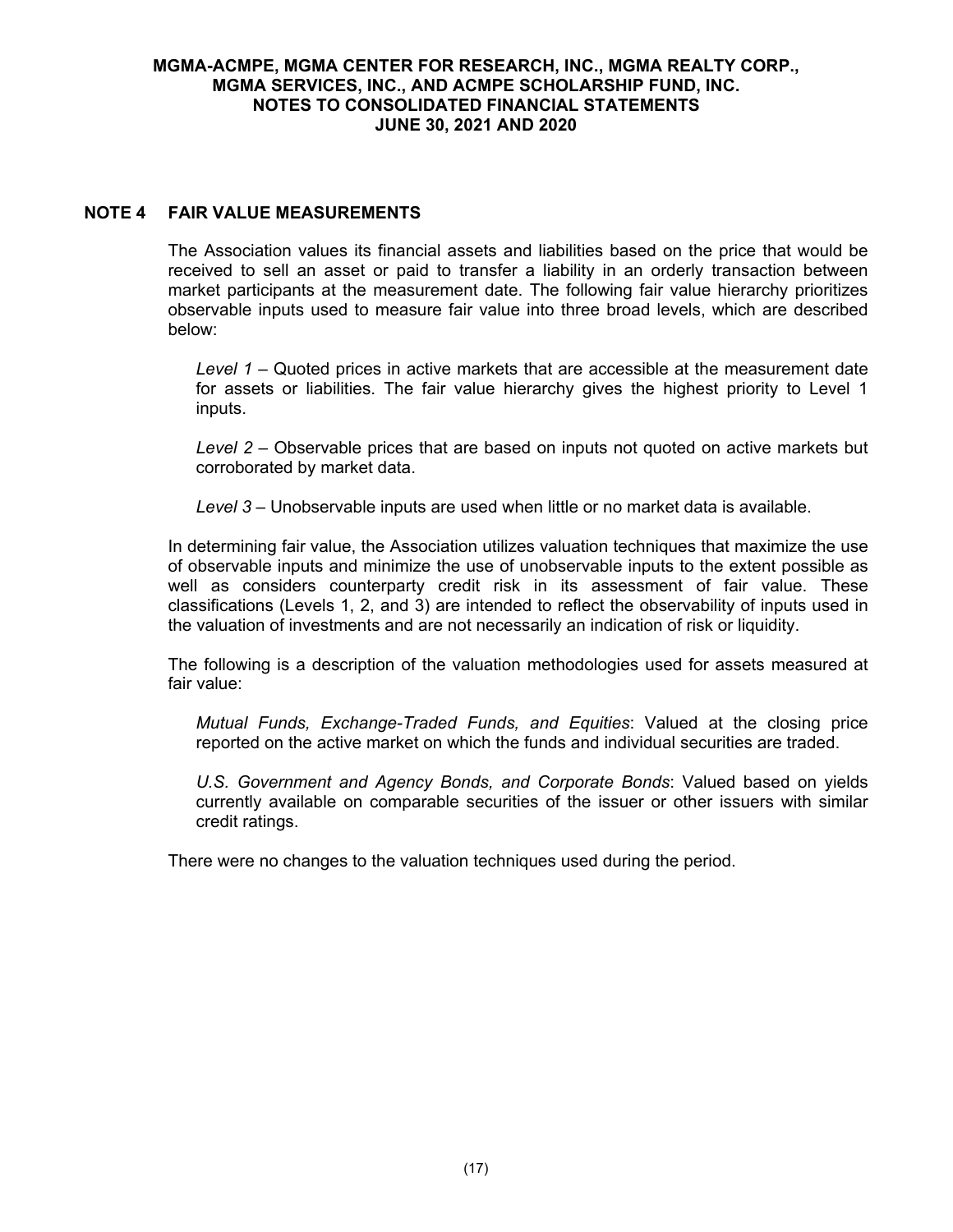## NOTE 4 FAIR VALUE MEASUREMENTS

The Association values its financial assets and liabilities based on the price that would be received to sell an asset or paid to transfer a liability in an orderly transaction between market participants at the measurement date. The following fair value hierarchy prioritizes observable inputs used to measure fair value into three broad levels, which are described below:

*Level 1* – Quoted prices in active markets that are accessible at the measurement date for assets or liabilities. The fair value hierarchy gives the highest priority to Level 1 inputs.

*Level 2* – Observable prices that are based on inputs not quoted on active markets but corroborated by market data.

*Level 3* – Unobservable inputs are used when little or no market data is available.

In determining fair value, the Association utilizes valuation techniques that maximize the use of observable inputs and minimize the use of unobservable inputs to the extent possible as well as considers counterparty credit risk in its assessment of fair value. These classifications (Levels 1, 2, and 3) are intended to reflect the observability of inputs used in the valuation of investments and are not necessarily an indication of risk or liquidity.

The following is a description of the valuation methodologies used for assets measured at fair value:

*Mutual Funds, Exchange-Traded Funds, and Equities*: Valued at the closing price reported on the active market on which the funds and individual securities are traded.

*U.S. Government and Agency Bonds, and Corporate Bonds*: Valued based on yields currently available on comparable securities of the issuer or other issuers with similar credit ratings.

There were no changes to the valuation techniques used during the period.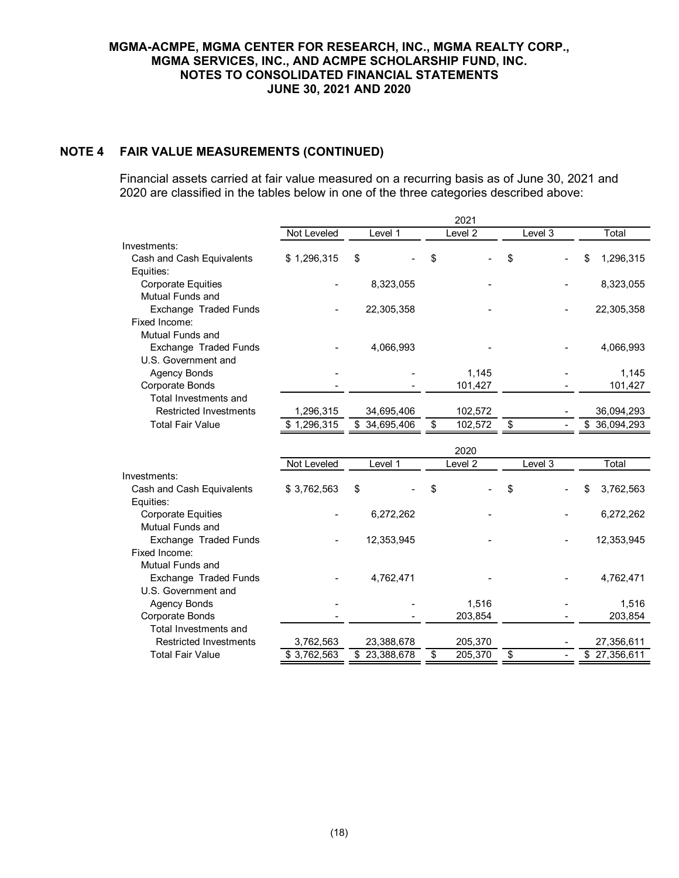## NOTE 4 FAIR VALUE MEASUREMENTS (CONTINUED)

Financial assets carried at fair value measured on a recurring basis as of June 30, 2021 and 2020 are classified in the tables below in one of the three categories described above:

| | 2021 | | | | |
|---|---|---|---|---|---|
| | Not Leveled | Level 1 | Level 2 | Level 3 | Total |
| Investments: | | | | | |
| Cash and Cash Equivalents | $ 1,296,315 | $ - | $ - | $ - | $ 1,296,315 |
| Equities: | | | | | |
| Corporate Equities | - | 8,323,055 | - | - | 8,323,055 |
| Mutual Funds and Exchange Traded Funds | - | 22,305,358 | - | - | 22,305,358 |
| Fixed Income: | | | | | |
| Mutual Funds and Exchange Traded Funds | - | 4,066,993 | - | - | 4,066,993 |
| U.S. Government and Agency Bonds | - | - | 1,145 | - | 1,145 |
| Corporate Bonds | - | - | 101,427 | - | 101,427 |
| Total Investments and Restricted Investments | 1,296,315 | 34,695,406 | 102,572 | - | 36,094,293 |
| Total Fair Value | $ 1,296,315 | $ 34,695,406 | $ 102,572 | $ - | $ 36,094,293 |

| | 2020 | | | | |
|---|---|---|---|---|---|
| | Not Leveled | Level 1 | Level 2 | Level 3 | Total |
| Investments: | | | | | |
| Cash and Cash Equivalents | $ 3,762,563 | $ - | $ - | $ - | $ 3,762,563 |
| Equities: | | | | | |
| Corporate Equities | - | 6,272,262 | - | - | 6,272,262 |
| Mutual Funds and Exchange Traded Funds | - | 12,353,945 | - | - | 12,353,945 |
| Fixed Income: | | | | | |
| Mutual Funds and Exchange Traded Funds | - | 4,762,471 | - | - | 4,762,471 |
| U.S. Government and Agency Bonds | - | - | 1,516 | - | 1,516 |
| Corporate Bonds | - | - | 203,854 | - | 203,854 |
| Total Investments and Restricted Investments | 3,762,563 | 23,388,678 | 205,370 | - | 27,356,611 |
| Total Fair Value | $ 3,762,563 | $ 23,388,678 | $ 205,370 | $ - | $ 27,356,611 |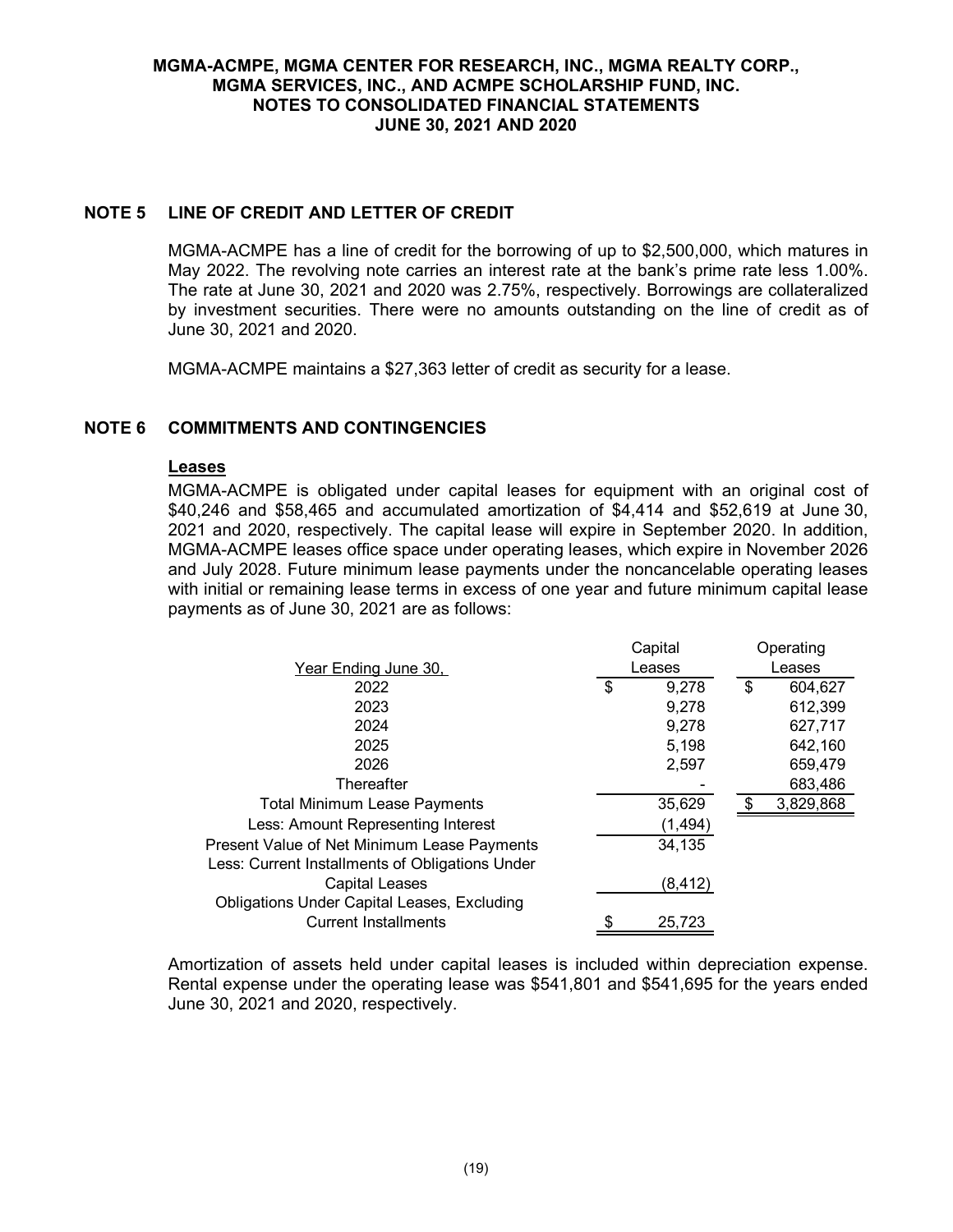## NOTE 5 LINE OF CREDIT AND LETTER OF CREDIT

MGMA-ACMPE has a line of credit for the borrowing of up to $2,500,000, which matures in May 2022. The revolving note carries an interest rate at the bank's prime rate less 1.00%. The rate at June 30, 2021 and 2020 was 2.75%, respectively. Borrowings are collateralized by investment securities. There were no amounts outstanding on the line of credit as of June 30, 2021 and 2020.

MGMA-ACMPE maintains a $27,363 letter of credit as security for a lease.

## NOTE 6 COMMITMENTS AND CONTINGENCIES

### Leases

MGMA-ACMPE is obligated under capital leases for equipment with an original cost of $40,246 and $58,465 and accumulated amortization of $4,414 and $52,619 at June 30, 2021 and 2020, respectively. The capital lease will expire in September 2020. In addition, MGMA-ACMPE leases office space under operating leases, which expire in November 2026 and July 2028. Future minimum lease payments under the noncancelable operating leases with initial or remaining lease terms in excess of one year and future minimum capital lease payments as of June 30, 2021 are as follows:

| Year Ending June 30, | Capital Leases | Operating Leases |
|---|---|---|
| 2022 | $ 9,278 | $ 604,627 |
| 2023 | 9,278 | 612,399 |
| 2024 | 9,278 | 627,717 |
| 2025 | 5,198 | 642,160 |
| 2026 | 2,597 | 659,479 |
| Thereafter | - | 683,486 |
| Total Minimum Lease Payments | 35,629 | $ 3,829,868 |
| Less: Amount Representing Interest | (1,494) | |
| Present Value of Net Minimum Lease Payments | 34,135 | |
| Less: Current Installments of Obligations Under Capital Leases | (8,412) | |
| Obligations Under Capital Leases, Excluding Current Installments | $ 25,723 | |

Amortization of assets held under capital leases is included within depreciation expense. Rental expense under the operating lease was $541,801 and $541,695 for the years ended June 30, 2021 and 2020, respectively.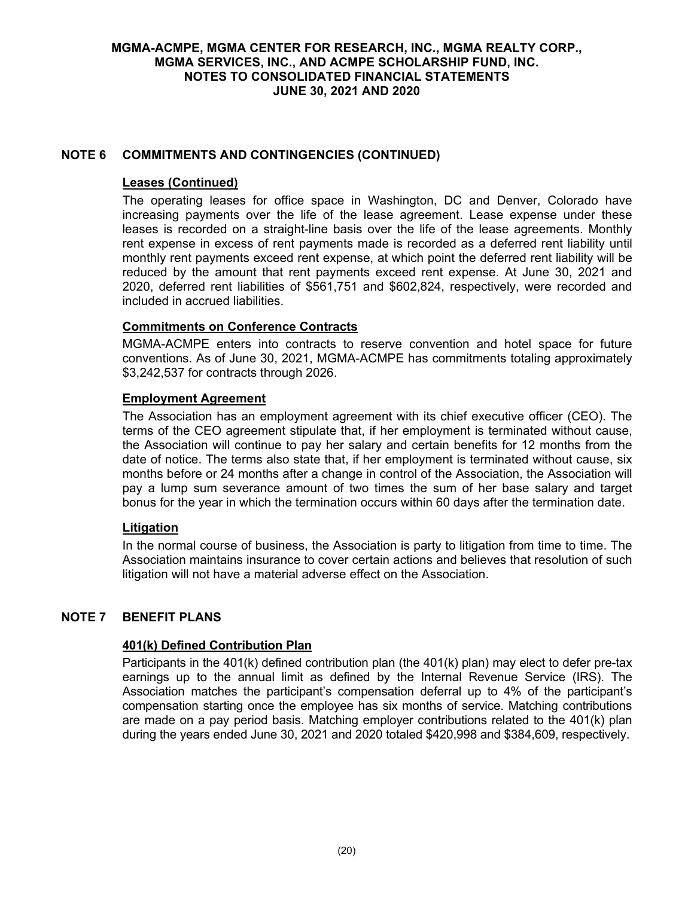## NOTE 6 COMMITMENTS AND CONTINGENCIES (CONTINUED)

### Leases (Continued)

The operating leases for office space in Washington, DC and Denver, Colorado have increasing payments over the life of the lease agreement. Lease expense under these leases is recorded on a straight-line basis over the life of the lease agreements. Monthly rent expense in excess of rent payments made is recorded as a deferred rent liability until monthly rent payments exceed rent expense, at which point the deferred rent liability will be reduced by the amount that rent payments exceed rent expense. At June 30, 2021 and 2020, deferred rent liabilities of $561,751 and $602,824, respectively, were recorded and included in accrued liabilities.

### Commitments on Conference Contracts

MGMA-ACMPE enters into contracts to reserve convention and hotel space for future conventions. As of June 30, 2021, MGMA-ACMPE has commitments totaling approximately $3,242,537 for contracts through 2026.

### Employment Agreement

The Association has an employment agreement with its chief executive officer (CEO). The terms of the CEO agreement stipulate that, if her employment is terminated without cause, the Association will continue to pay her salary and certain benefits for 12 months from the date of notice. The terms also state that, if her employment is terminated without cause, six months before or 24 months after a change in control of the Association, the Association will pay a lump sum severance amount of two times the sum of her base salary and target bonus for the year in which the termination occurs within 60 days after the termination date.

### Litigation

In the normal course of business, the Association is party to litigation from time to time. The Association maintains insurance to cover certain actions and believes that resolution of such litigation will not have a material adverse effect on the Association.

## NOTE 7 BENEFIT PLANS

### 401(k) Defined Contribution Plan

Participants in the 401(k) defined contribution plan (the 401(k) plan) may elect to defer pre-tax earnings up to the annual limit as defined by the Internal Revenue Service (IRS). The Association matches the participant's compensation deferral up to 4% of the participant's compensation starting once the employee has six months of service. Matching contributions are made on a pay period basis. Matching employer contributions related to the 401(k) plan during the years ended June 30, 2021 and 2020 totaled $420,998 and $384,609, respectively.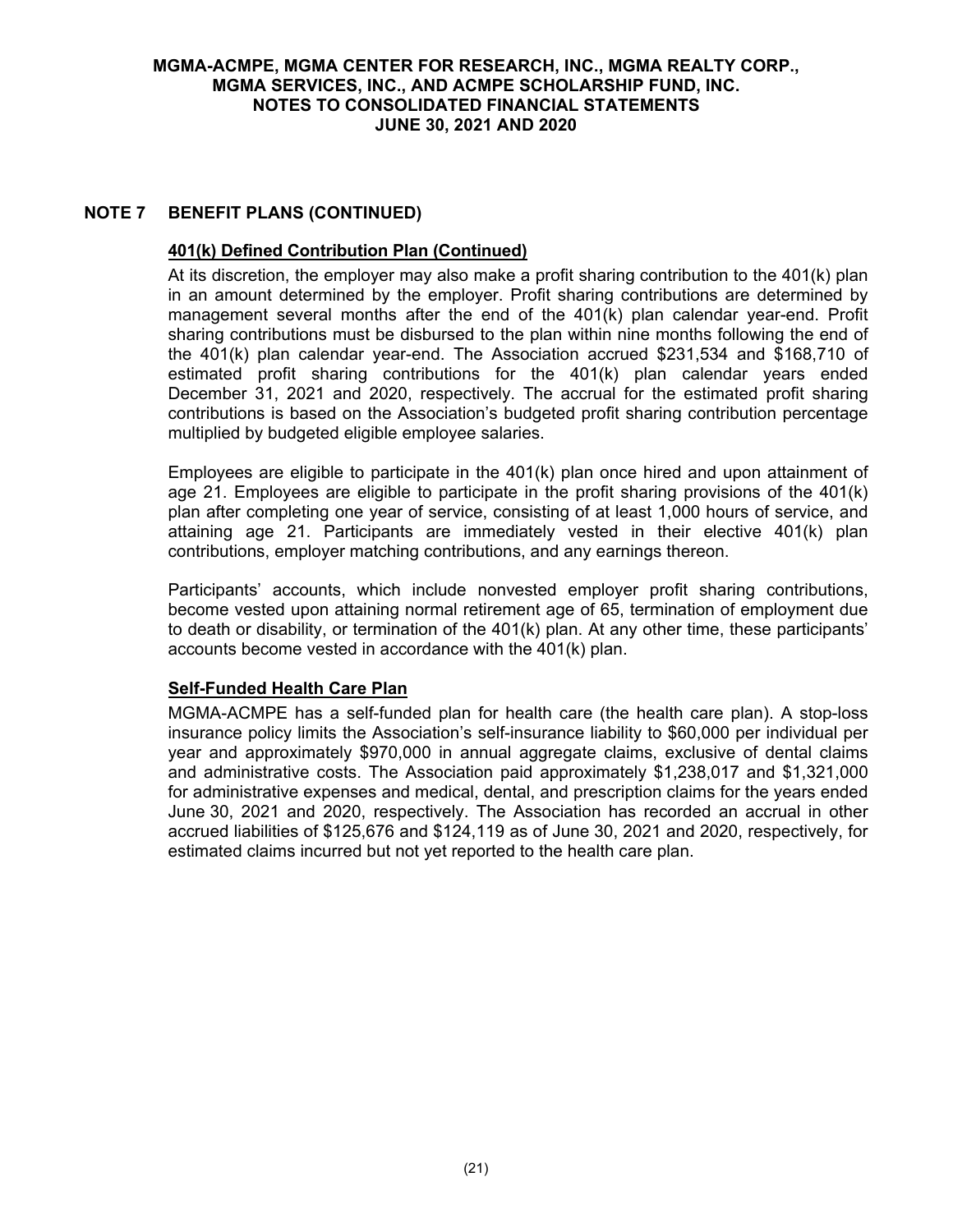## NOTE 7 BENEFIT PLANS (CONTINUED)

### 401(k) Defined Contribution Plan (Continued)

At its discretion, the employer may also make a profit sharing contribution to the 401(k) plan in an amount determined by the employer. Profit sharing contributions are determined by management several months after the end of the 401(k) plan calendar year-end. Profit sharing contributions must be disbursed to the plan within nine months following the end of the 401(k) plan calendar year-end. The Association accrued $231,534 and $168,710 of estimated profit sharing contributions for the 401(k) plan calendar years ended December 31, 2021 and 2020, respectively. The accrual for the estimated profit sharing contributions is based on the Association's budgeted profit sharing contribution percentage multiplied by budgeted eligible employee salaries.

Employees are eligible to participate in the 401(k) plan once hired and upon attainment of age 21. Employees are eligible to participate in the profit sharing provisions of the 401(k) plan after completing one year of service, consisting of at least 1,000 hours of service, and attaining age 21. Participants are immediately vested in their elective 401(k) plan contributions, employer matching contributions, and any earnings thereon.

Participants' accounts, which include nonvested employer profit sharing contributions, become vested upon attaining normal retirement age of 65, termination of employment due to death or disability, or termination of the 401(k) plan. At any other time, these participants' accounts become vested in accordance with the 401(k) plan.

### Self-Funded Health Care Plan

MGMA-ACMPE has a self-funded plan for health care (the health care plan). A stop-loss insurance policy limits the Association's self-insurance liability to $60,000 per individual per year and approximately $970,000 in annual aggregate claims, exclusive of dental claims and administrative costs. The Association paid approximately $1,238,017 and $1,321,000 for administrative expenses and medical, dental, and prescription claims for the years ended June 30, 2021 and 2020, respectively. The Association has recorded an accrual in other accrued liabilities of $125,676 and $124,119 as of June 30, 2021 and 2020, respectively, for estimated claims incurred but not yet reported to the health care plan.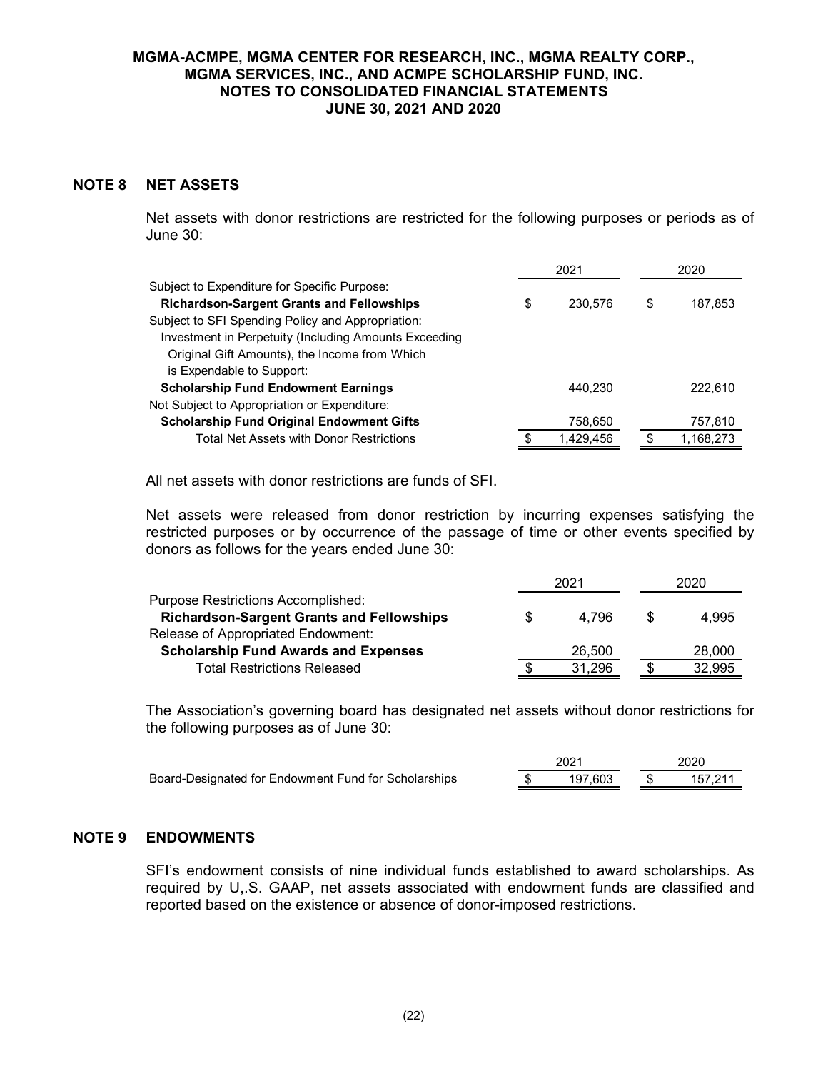## NOTE 8 NET ASSETS

Net assets with donor restrictions are restricted for the following purposes or periods as of June 30:

| | 2021 | 2020 |
|---|---|---|
| Subject to Expenditure for Specific Purpose: | | |
| **Richardson-Sargent Grants and Fellowships** | $ 230,576 | $ 187,853 |
| Subject to SFI Spending Policy and Appropriation: | | |
| Investment in Perpetuity (Including Amounts Exceeding Original Gift Amounts), the Income from Which is Expendable to Support: | | |
| **Scholarship Fund Endowment Earnings** | 440,230 | 222,610 |
| Not Subject to Appropriation or Expenditure: | | |
| **Scholarship Fund Original Endowment Gifts** | 758,650 | 757,810 |
| Total Net Assets with Donor Restrictions | $ 1,429,456 | $ 1,168,273 |

All net assets with donor restrictions are funds of SFI.

Net assets were released from donor restriction by incurring expenses satisfying the restricted purposes or by occurrence of the passage of time or other events specified by donors as follows for the years ended June 30:

| | 2021 | 2020 |
|---|---|---|
| Purpose Restrictions Accomplished: | | |
| **Richardson-Sargent Grants and Fellowships** | $ 4,796 | $ 4,995 |
| Release of Appropriated Endowment: | | |
| **Scholarship Fund Awards and Expenses** | 26,500 | 28,000 |
| Total Restrictions Released | $ 31,296 | $ 32,995 |

The Association's governing board has designated net assets without donor restrictions for the following purposes as of June 30:

| | 2021 | 2020 |
|---|---|---|
| Board-Designated for Endowment Fund for Scholarships | $ 197,603 | $ 157,211 |

## NOTE 9 ENDOWMENTS

SFI's endowment consists of nine individual funds established to award scholarships. As required by U,.S. GAAP, net assets associated with endowment funds are classified and reported based on the existence or absence of donor-imposed restrictions.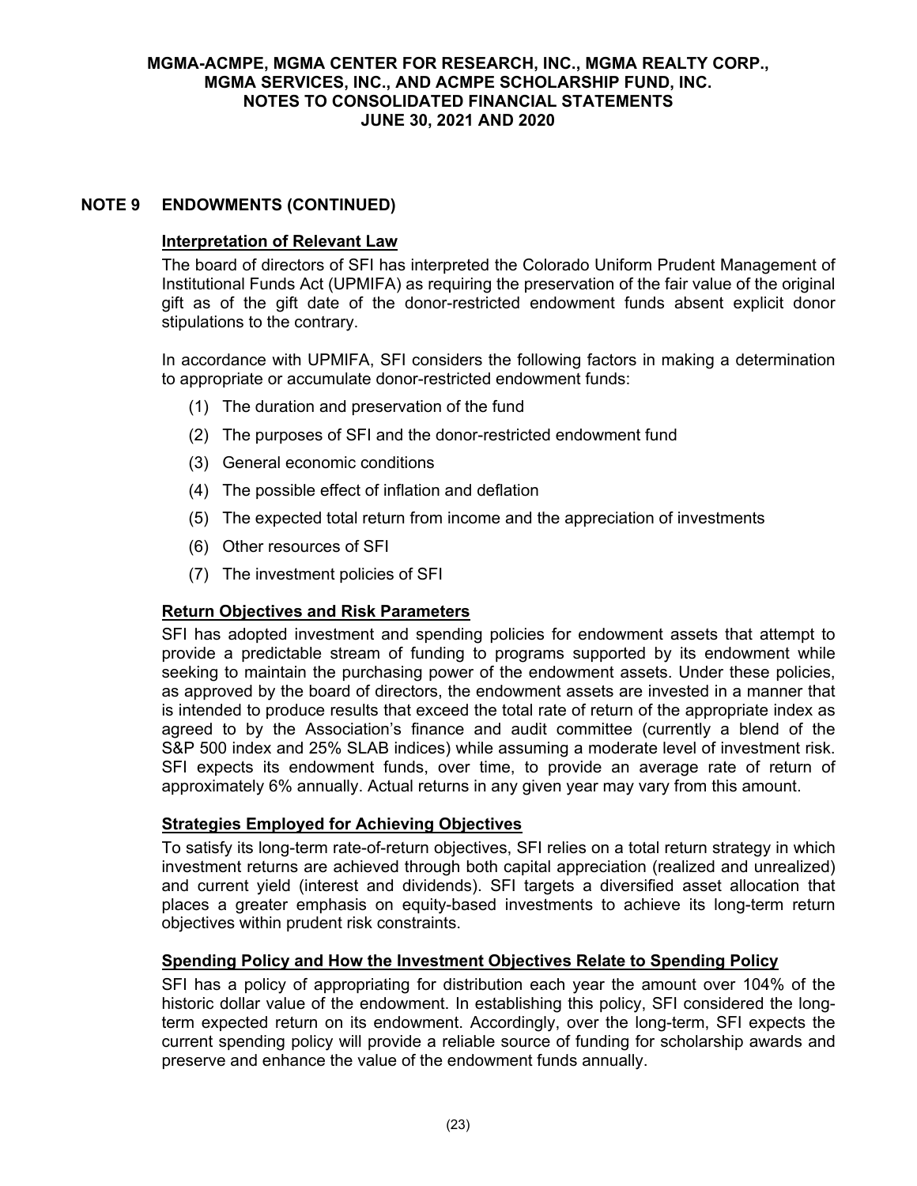## NOTE 9 ENDOWMENTS (CONTINUED)

### Interpretation of Relevant Law

The board of directors of SFI has interpreted the Colorado Uniform Prudent Management of Institutional Funds Act (UPMIFA) as requiring the preservation of the fair value of the original gift as of the gift date of the donor-restricted endowment funds absent explicit donor stipulations to the contrary.

In accordance with UPMIFA, SFI considers the following factors in making a determination to appropriate or accumulate donor-restricted endowment funds:

(1) The duration and preservation of the fund

(2) The purposes of SFI and the donor-restricted endowment fund

(3) General economic conditions

(4) The possible effect of inflation and deflation

(5) The expected total return from income and the appreciation of investments

(6) Other resources of SFI

(7) The investment policies of SFI

### Return Objectives and Risk Parameters

SFI has adopted investment and spending policies for endowment assets that attempt to provide a predictable stream of funding to programs supported by its endowment while seeking to maintain the purchasing power of the endowment assets. Under these policies, as approved by the board of directors, the endowment assets are invested in a manner that is intended to produce results that exceed the total rate of return of the appropriate index as agreed to by the Association's finance and audit committee (currently a blend of the S&P 500 index and 25% SLAB indices) while assuming a moderate level of investment risk. SFI expects its endowment funds, over time, to provide an average rate of return of approximately 6% annually. Actual returns in any given year may vary from this amount.

### Strategies Employed for Achieving Objectives

To satisfy its long-term rate-of-return objectives, SFI relies on a total return strategy in which investment returns are achieved through both capital appreciation (realized and unrealized) and current yield (interest and dividends). SFI targets a diversified asset allocation that places a greater emphasis on equity-based investments to achieve its long-term return objectives within prudent risk constraints.

### Spending Policy and How the Investment Objectives Relate to Spending Policy

SFI has a policy of appropriating for distribution each year the amount over 104% of the historic dollar value of the endowment. In establishing this policy, SFI considered the long-term expected return on its endowment. Accordingly, over the long-term, SFI expects the current spending policy will provide a reliable source of funding for scholarship awards and preserve and enhance the value of the endowment funds annually.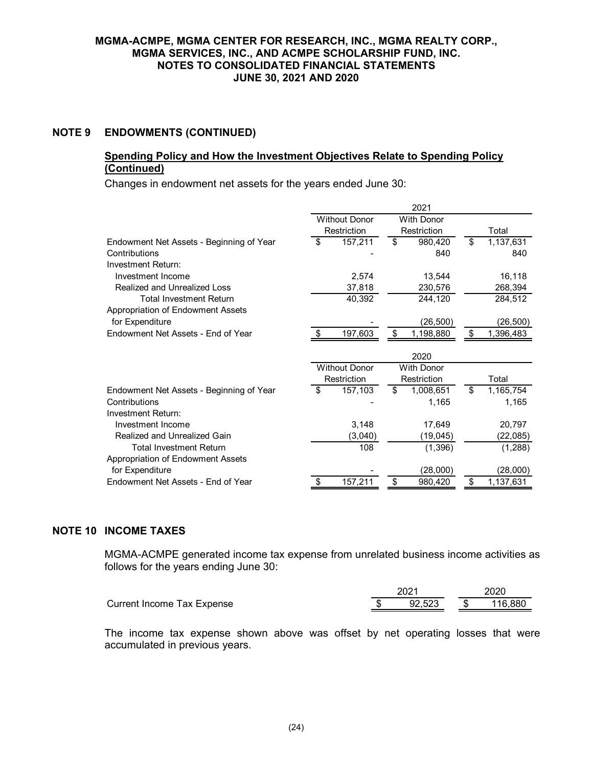**MGMA-ACMPE, MGMA CENTER FOR RESEARCH, INC., MGMA REALTY CORP., MGMA SERVICES, INC., AND ACMPE SCHOLARSHIP FUND, INC.**
**NOTES TO CONSOLIDATED FINANCIAL STATEMENTS**
**JUNE 30, 2021 AND 2020**

## NOTE 9 ENDOWMENTS (CONTINUED)

### Spending Policy and How the Investment Objectives Relate to Spending Policy (Continued)

Changes in endowment net assets for the years ended June 30:

| | 2021 | | |
|---|---|---|---|
| | Without Donor Restriction | With Donor Restriction | Total |
| Endowment Net Assets - Beginning of Year | $ 157,211 | $ 980,420 | $ 1,137,631 |
| Contributions | - | 840 | 840 |
| Investment Return: | | | |
| Investment Income | 2,574 | 13,544 | 16,118 |
| Realized and Unrealized Loss | 37,818 | 230,576 | 268,394 |
| Total Investment Return | 40,392 | 244,120 | 284,512 |
| Appropriation of Endowment Assets for Expenditure | - | (26,500) | (26,500) |
| Endowment Net Assets - End of Year | $ 197,603 | $ 1,198,880 | $ 1,396,483 |

| | 2020 | | |
|---|---|---|---|
| | Without Donor Restriction | With Donor Restriction | Total |
| Endowment Net Assets - Beginning of Year | $ 157,103 | $ 1,008,651 | $ 1,165,754 |
| Contributions | - | 1,165 | 1,165 |
| Investment Return: | | | |
| Investment Income | 3,148 | 17,649 | 20,797 |
| Realized and Unrealized Gain | (3,040) | (19,045) | (22,085) |
| Total Investment Return | 108 | (1,396) | (1,288) |
| Appropriation of Endowment Assets for Expenditure | - | (28,000) | (28,000) |
| Endowment Net Assets - End of Year | $ 157,211 | $ 980,420 | $ 1,137,631 |

## NOTE 10 INCOME TAXES

MGMA-ACMPE generated income tax expense from unrelated business income activities as follows for the years ending June 30:

| | 2021 | 2020 |
|---|---|---|
| Current Income Tax Expense | $ 92,523 | $ 116,880 |

The income tax expense shown above was offset by net operating losses that were accumulated in previous years.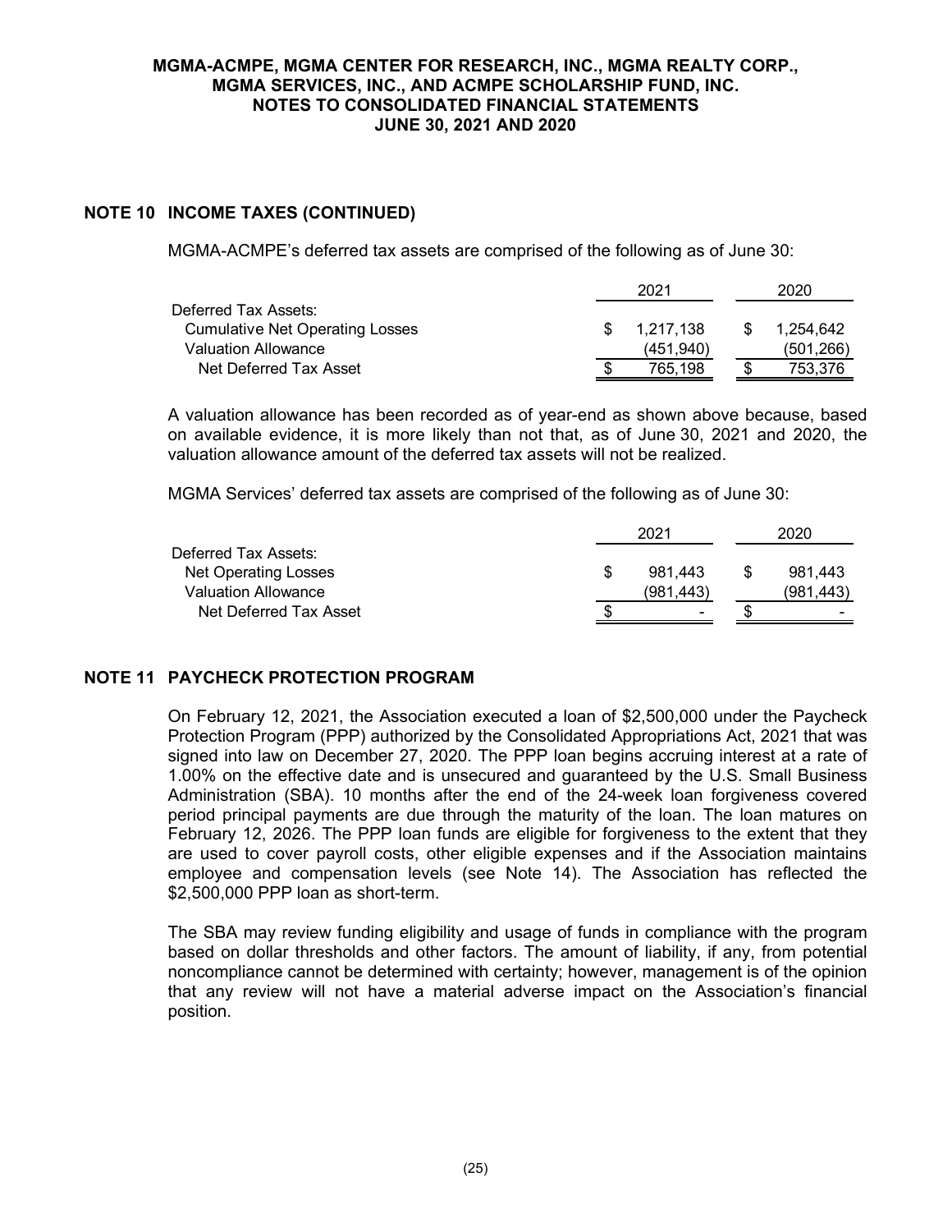## NOTE 10 INCOME TAXES (CONTINUED)

MGMA-ACMPE's deferred tax assets are comprised of the following as of June 30:

| | 2021 | 2020 |
|---|---|---|
| Deferred Tax Assets: | | |
| Cumulative Net Operating Losses | $ 1,217,138 | $ 1,254,642 |
| Valuation Allowance | (451,940) | (501,266) |
| Net Deferred Tax Asset | $ 765,198 | $ 753,376 |

A valuation allowance has been recorded as of year-end as shown above because, based on available evidence, it is more likely than not that, as of June 30, 2021 and 2020, the valuation allowance amount of the deferred tax assets will not be realized.

MGMA Services' deferred tax assets are comprised of the following as of June 30:

| | 2021 | 2020 |
|---|---|---|
| Deferred Tax Assets: | | |
| Net Operating Losses | $ 981,443 | $ 981,443 |
| Valuation Allowance | (981,443) | (981,443) |
| Net Deferred Tax Asset | $ - | $ - |

## NOTE 11 PAYCHECK PROTECTION PROGRAM

On February 12, 2021, the Association executed a loan of $2,500,000 under the Paycheck Protection Program (PPP) authorized by the Consolidated Appropriations Act, 2021 that was signed into law on December 27, 2020. The PPP loan begins accruing interest at a rate of 1.00% on the effective date and is unsecured and guaranteed by the U.S. Small Business Administration (SBA). 10 months after the end of the 24-week loan forgiveness covered period principal payments are due through the maturity of the loan. The loan matures on February 12, 2026. The PPP loan funds are eligible for forgiveness to the extent that they are used to cover payroll costs, other eligible expenses and if the Association maintains employee and compensation levels (see Note 14). The Association has reflected the $2,500,000 PPP loan as short-term.

The SBA may review funding eligibility and usage of funds in compliance with the program based on dollar thresholds and other factors. The amount of liability, if any, from potential noncompliance cannot be determined with certainty; however, management is of the opinion that any review will not have a material adverse impact on the Association's financial position.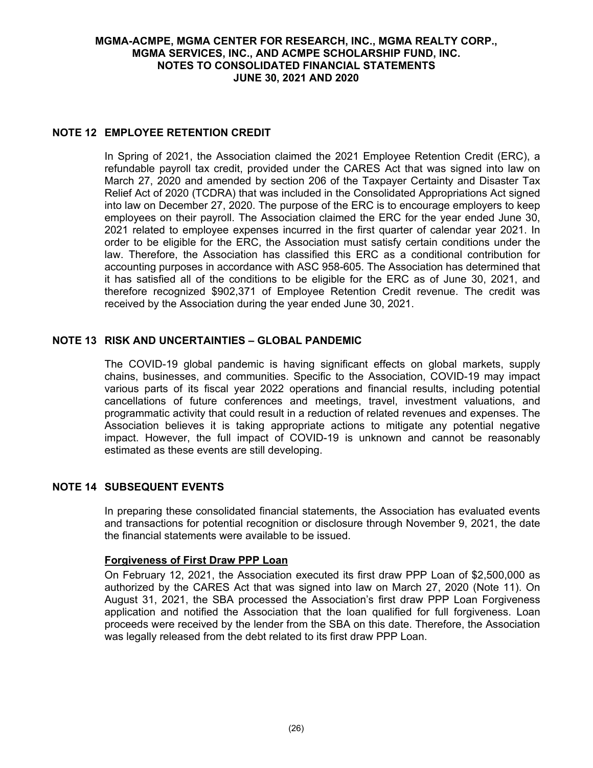## NOTE 12 EMPLOYEE RETENTION CREDIT

In Spring of 2021, the Association claimed the 2021 Employee Retention Credit (ERC), a refundable payroll tax credit, provided under the CARES Act that was signed into law on March 27, 2020 and amended by section 206 of the Taxpayer Certainty and Disaster Tax Relief Act of 2020 (TCDRA) that was included in the Consolidated Appropriations Act signed into law on December 27, 2020. The purpose of the ERC is to encourage employers to keep employees on their payroll. The Association claimed the ERC for the year ended June 30, 2021 related to employee expenses incurred in the first quarter of calendar year 2021. In order to be eligible for the ERC, the Association must satisfy certain conditions under the law. Therefore, the Association has classified this ERC as a conditional contribution for accounting purposes in accordance with ASC 958-605. The Association has determined that it has satisfied all of the conditions to be eligible for the ERC as of June 30, 2021, and therefore recognized $902,371 of Employee Retention Credit revenue. The credit was received by the Association during the year ended June 30, 2021.

## NOTE 13 RISK AND UNCERTAINTIES – GLOBAL PANDEMIC

The COVID-19 global pandemic is having significant effects on global markets, supply chains, businesses, and communities. Specific to the Association, COVID-19 may impact various parts of its fiscal year 2022 operations and financial results, including potential cancellations of future conferences and meetings, travel, investment valuations, and programmatic activity that could result in a reduction of related revenues and expenses. The Association believes it is taking appropriate actions to mitigate any potential negative impact. However, the full impact of COVID-19 is unknown and cannot be reasonably estimated as these events are still developing.

## NOTE 14 SUBSEQUENT EVENTS

In preparing these consolidated financial statements, the Association has evaluated events and transactions for potential recognition or disclosure through November 9, 2021, the date the financial statements were available to be issued.

### Forgiveness of First Draw PPP Loan

On February 12, 2021, the Association executed its first draw PPP Loan of $2,500,000 as authorized by the CARES Act that was signed into law on March 27, 2020 (Note 11). On August 31, 2021, the SBA processed the Association's first draw PPP Loan Forgiveness application and notified the Association that the loan qualified for full forgiveness. Loan proceeds were received by the lender from the SBA on this date. Therefore, the Association was legally released from the debt related to its first draw PPP Loan.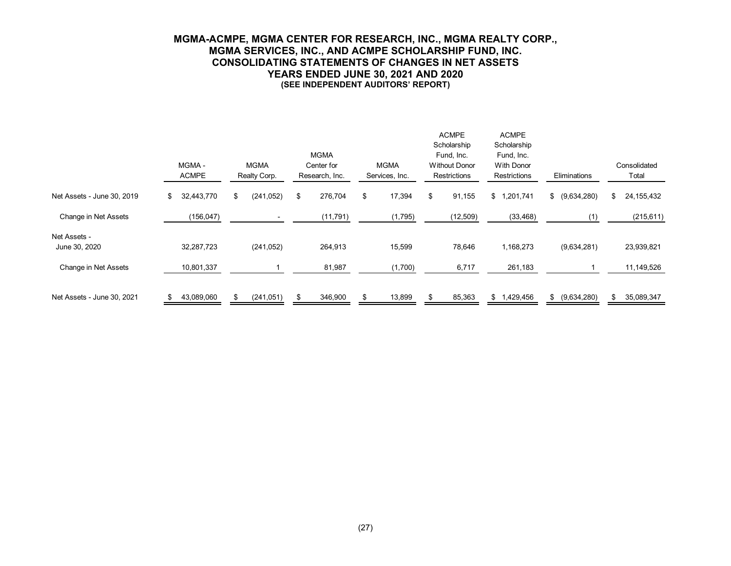# MGMA-ACMPE, MGMA CENTER FOR RESEARCH, INC., MGMA REALTY CORP., MGMA SERVICES, INC., AND ACMPE SCHOLARSHIP FUND, INC.
## CONSOLIDATING STATEMENTS OF CHANGES IN NET ASSETS
## YEARS ENDED JUNE 30, 2021 AND 2020
**(SEE INDEPENDENT AUDITORS' REPORT)**

| | MGMA - ACMPE | MGMA Realty Corp. | MGMA Center for Research, Inc. | MGMA Services, Inc. | ACMPE Scholarship Fund, Inc. Without Donor Restrictions | ACMPE Scholarship Fund, Inc. With Donor Restrictions | Eliminations | Consolidated Total |
|---|---|---|---|---|---|---|---|---|
| Net Assets - June 30, 2019 | $ 32,443,770 | $ (241,052) | $ 276,704 | $ 17,394 | $ 91,155 | $ 1,201,741 | $ (9,634,280) | $ 24,155,432 |
| Change in Net Assets | (156,047) | - | (11,791) | (1,795) | (12,509) | (33,468) | (1) | (215,611) |
| Net Assets - June 30, 2020 | 32,287,723 | (241,052) | 264,913 | 15,599 | 78,646 | 1,168,273 | (9,634,281) | 23,939,821 |
| Change in Net Assets | 10,801,337 | 1 | 81,987 | (1,700) | 6,717 | 261,183 | 1 | 11,149,526 |
| Net Assets - June 30, 2021 | $ 43,089,060 | $ (241,051) | $ 346,900 | $ 13,899 | $ 85,363 | $ 1,429,456 | $ (9,634,280) | $ 35,089,347 |